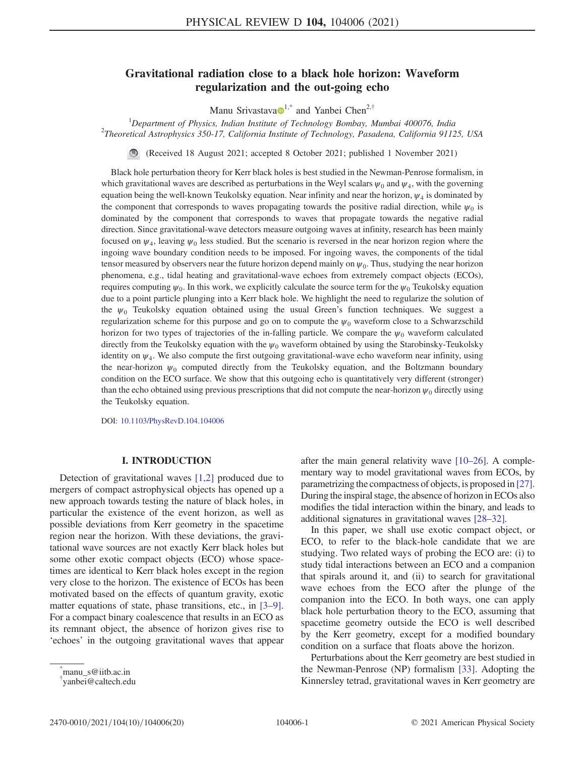# Gravitational radiation close to a black hole horizon: Waveform regularization and the out-going echo

Manu Srivastava[1,*] and Yanbei Chen[2,†]

[1]*Department of Physics, Indian Institute of Technology Bombay, Mumbai 400076, India*
[2]*Theoretical Astrophysics 350-17, California Institute of Technology, Pasadena, California 91125, USA*

(Received 18 August 2021; accepted 8 October 2021; published 1 November 2021)

Black hole perturbation theory for Kerr black holes is best studied in the Newman-Penrose formalism, in which gravitational waves are described as perturbations in the Weyl scalars $\psi_0$ and $\psi_4$, with the governing equation being the well-known Teukolsky equation. Near infinity and near the horizon, $\psi_4$ is dominated by the component that corresponds to waves propagating towards the positive radial direction, while $\psi_0$ is dominated by the component that corresponds to waves that propagate towards the negative radial direction. Since gravitational-wave detectors measure outgoing waves at infinity, research has been mainly focused on $\psi_4$, leaving $\psi_0$ less studied. But the scenario is reversed in the near horizon region where the ingoing wave boundary condition needs to be imposed. For ingoing waves, the components of the tidal tensor measured by observers near the future horizon depend mainly on $\psi_0$. Thus, studying the near horizon phenomena, e.g., tidal heating and gravitational-wave echoes from extremely compact objects (ECOs), requires computing $\psi_0$. In this work, we explicitly calculate the source term for the $\psi_0$ Teukolsky equation due to a point particle plunging into a Kerr black hole. We highlight the need to regularize the solution of the $\psi_0$ Teukolsky equation obtained using the usual Green's function techniques. We suggest a regularization scheme for this purpose and go on to compute the $\psi_0$ waveform close to a Schwarzschild horizon for two types of trajectories of the in-falling particle. We compare the $\psi_0$ waveform calculated directly from the Teukolsky equation with the $\psi_0$ waveform obtained by using the Starobinsky-Teukolsky identity on $\psi_4$. We also compute the first outgoing gravitational-wave echo waveform near infinity, using the near-horizon $\psi_0$ computed directly from the Teukolsky equation, and the Boltzmann boundary condition on the ECO surface. We show that this outgoing echo is quantitatively very different (stronger) than the echo obtained using previous prescriptions that did not compute the near-horizon $\psi_0$ directly using the Teukolsky equation.

DOI: 10.1103/PhysRevD.104.104006

## I. INTRODUCTION

Detection of gravitational waves [1,2] produced due to mergers of compact astrophysical objects has opened up a new approach towards testing the nature of black holes, in particular the existence of the event horizon, as well as possible deviations from Kerr geometry in the spacetime region near the horizon. With these deviations, the gravitational wave sources are not exactly Kerr black holes but some other exotic compact objects (ECO) whose spacetimes are identical to Kerr black holes except in the region very close to the horizon. The existence of ECOs has been motivated based on the effects of quantum gravity, exotic matter equations of state, phase transitions, etc., in [3–9]. For a compact binary coalescence that results in an ECO as its remnant object, the absence of horizon gives rise to 'echoes' in the outgoing gravitational waves that appear after the main general relativity wave [10–26]. A complementary way to model gravitational waves from ECOs, by parametrizing the compactness of objects, is proposed in [27]. During the inspiral stage, the absence of horizon in ECOs also modifies the tidal interaction within the binary, and leads to additional signatures in gravitational waves [28–32].

In this paper, we shall use exotic compact object, or ECO, to refer to the black-hole candidate that we are studying. Two related ways of probing the ECO are: (i) to study tidal interactions between an ECO and a companion that spirals around it, and (ii) to search for gravitational wave echoes from the ECO after the plunge of the companion into the ECO. In both ways, one can apply black hole perturbation theory to the ECO, assuming that spacetime geometry outside the ECO is well described by the Kerr geometry, except for a modified boundary condition on a surface that floats above the horizon.

Perturbations about the Kerr geometry are best studied in the Newman-Penrose (NP) formalism [33]. Adopting the Kinnersley tetrad, gravitational waves in Kerr geometry are

---

*manu_s@iitb.ac.in
†yanbei@caltech.edu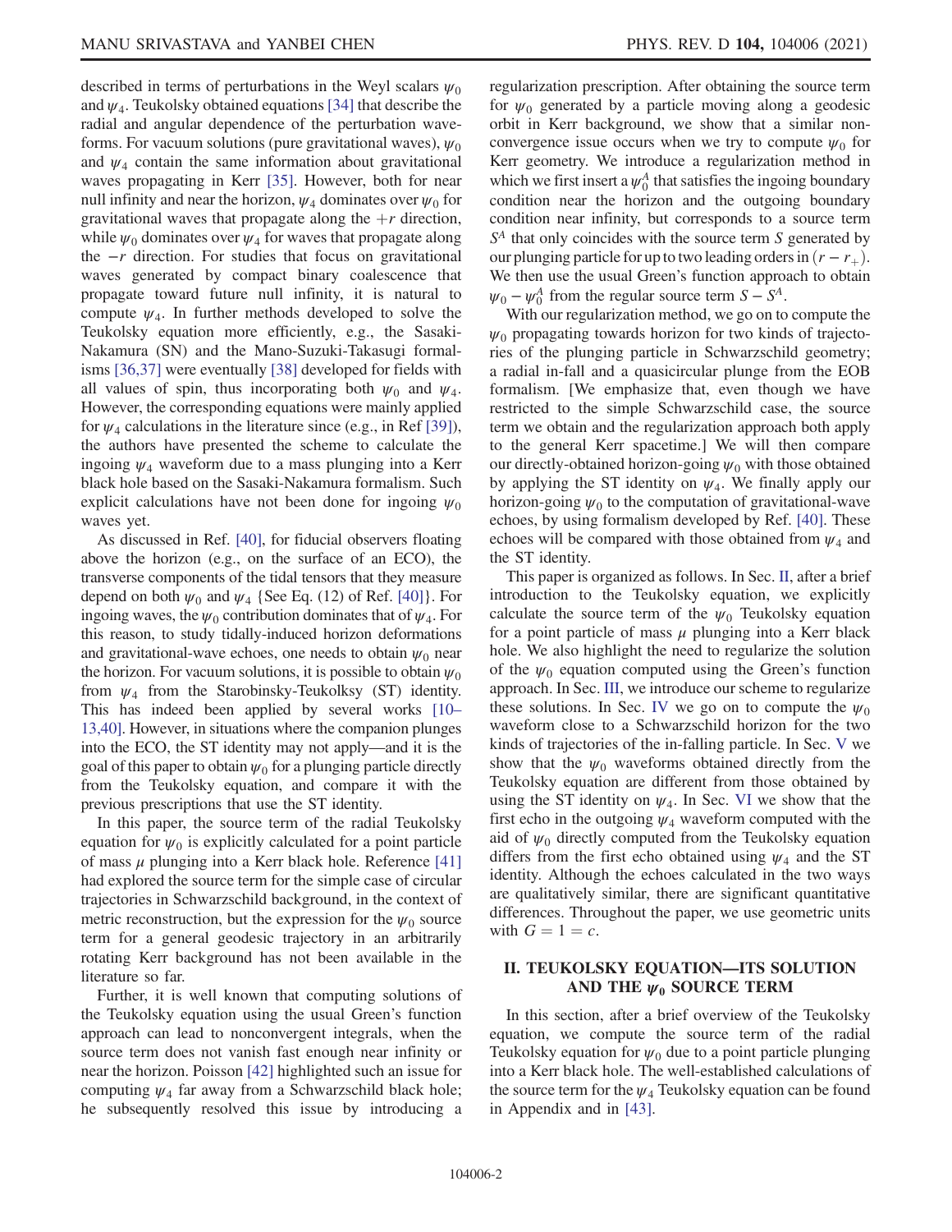described in terms of perturbations in the Weyl scalars $\psi_0$ and $\psi_4$. Teukolsky obtained equations [34] that describe the radial and angular dependence of the perturbation waveforms. For vacuum solutions (pure gravitational waves), $\psi_0$ and $\psi_4$ contain the same information about gravitational waves propagating in Kerr [35]. However, both for near null infinity and near the horizon, $\psi_4$ dominates over $\psi_0$ for gravitational waves that propagate along the $+r$ direction, while $\psi_0$ dominates over $\psi_4$ for waves that propagate along the $-r$ direction. For studies that focus on gravitational waves generated by compact binary coalescence that propagate toward future null infinity, it is natural to compute $\psi_4$. In further methods developed to solve the Teukolsky equation more efficiently, e.g., the Sasaki-Nakamura (SN) and the Mano-Suzuki-Takasugi formalisms [36,37] were eventually [38] developed for fields with all values of spin, thus incorporating both $\psi_0$ and $\psi_4$. However, the corresponding equations were mainly applied for $\psi_4$ calculations in the literature since (e.g., in Ref [39]), the authors have presented the scheme to calculate the ingoing $\psi_4$ waveform due to a mass plunging into a Kerr black hole based on the Sasaki-Nakamura formalism. Such explicit calculations have not been done for ingoing $\psi_0$ waves yet.

As discussed in Ref. [40], for fiducial observers floating above the horizon (e.g., on the surface of an ECO), the transverse components of the tidal tensors that they measure depend on both $\psi_0$ and $\psi_4$ {See Eq. (12) of Ref. [40]}. For ingoing waves, the $\psi_0$ contribution dominates that of $\psi_4$. For this reason, to study tidally-induced horizon deformations and gravitational-wave echoes, one needs to obtain $\psi_0$ near the horizon. For vacuum solutions, it is possible to obtain $\psi_0$ from $\psi_4$ from the Starobinsky-Teukolksy (ST) identity. This has indeed been applied by several works [10–13,40]. However, in situations where the companion plunges into the ECO, the ST identity may not apply—and it is the goal of this paper to obtain $\psi_0$ for a plunging particle directly from the Teukolsky equation, and compare it with the previous prescriptions that use the ST identity.

In this paper, the source term of the radial Teukolsky equation for $\psi_0$ is explicitly calculated for a point particle of mass $\mu$ plunging into a Kerr black hole. Reference [41] had explored the source term for the simple case of circular trajectories in Schwarzschild background, in the context of metric reconstruction, but the expression for the $\psi_0$ source term for a general geodesic trajectory in an arbitrarily rotating Kerr background has not been available in the literature so far.

Further, it is well known that computing solutions of the Teukolsky equation using the usual Green's function approach can lead to nonconvergent integrals, when the source term does not vanish fast enough near infinity or near the horizon. Poisson [42] highlighted such an issue for computing $\psi_4$ far away from a Schwarzschild black hole; he subsequently resolved this issue by introducing a regularization prescription. After obtaining the source term for $\psi_0$ generated by a particle moving along a geodesic orbit in Kerr background, we show that a similar nonconvergence issue occurs when we try to compute $\psi_0$ for Kerr geometry. We introduce a regularization method in which we first insert a $\psi_0^A$ that satisfies the ingoing boundary condition near the horizon and the outgoing boundary condition near infinity, but corresponds to a source term $S^A$ that only coincides with the source term $S$ generated by our plunging particle for up to two leading orders in $(r - r_+)$. We then use the usual Green's function approach to obtain $\psi_0 - \psi_0^A$ from the regular source term $S - S^A$.

With our regularization method, we go on to compute the $\psi_0$ propagating towards horizon for two kinds of trajectories of the plunging particle in Schwarzschild geometry; a radial in-fall and a quasicircular plunge from the EOB formalism. [We emphasize that, even though we have restricted to the simple Schwarzschild case, the source term we obtain and the regularization approach both apply to the general Kerr spacetime.] We will then compare our directly-obtained horizon-going $\psi_0$ with those obtained by applying the ST identity on $\psi_4$. We finally apply our horizon-going $\psi_0$ to the computation of gravitational-wave echoes, by using formalism developed by Ref. [40]. These echoes will be compared with those obtained from $\psi_4$ and the ST identity.

This paper is organized as follows. In Sec. II, after a brief introduction to the Teukolsky equation, we explicitly calculate the source term of the $\psi_0$ Teukolsky equation for a point particle of mass $\mu$ plunging into a Kerr black hole. We also highlight the need to regularize the solution of the $\psi_0$ equation computed using the Green's function approach. In Sec. III, we introduce our scheme to regularize these solutions. In Sec. IV we go on to compute the $\psi_0$ waveform close to a Schwarzschild horizon for the two kinds of trajectories of the in-falling particle. In Sec. V we show that the $\psi_0$ waveforms obtained directly from the Teukolsky equation are different from those obtained by using the ST identity on $\psi_4$. In Sec. VI we show that the first echo in the outgoing $\psi_4$ waveform computed with the aid of $\psi_0$ directly computed from the Teukolsky equation differs from the first echo obtained using $\psi_4$ and the ST identity. Although the echoes calculated in the two ways are qualitatively similar, there are significant quantitative differences. Throughout the paper, we use geometric units with $G = 1 = c$.

## II. TEUKOLSKY EQUATION—ITS SOLUTION AND THE $\psi_0$ SOURCE TERM

In this section, after a brief overview of the Teukolsky equation, we compute the source term of the radial Teukolsky equation for $\psi_0$ due to a point particle plunging into a Kerr black hole. The well-established calculations of the source term for the $\psi_4$ Teukolsky equation can be found in Appendix and in [43].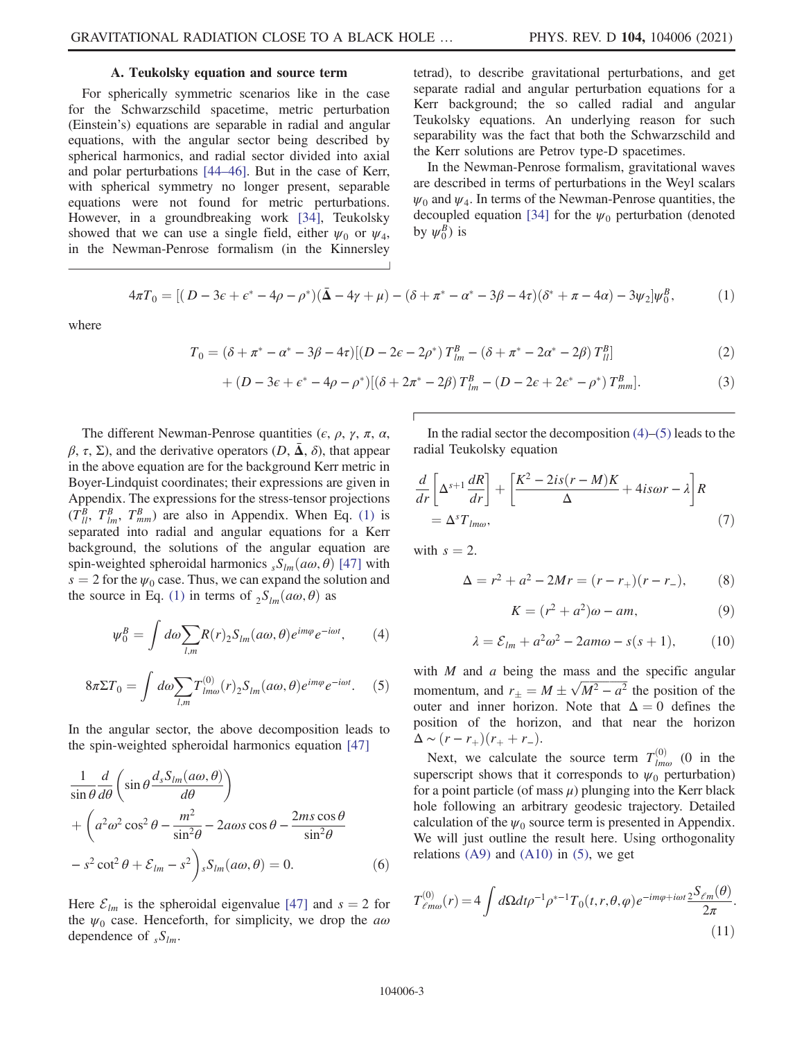### A. Teukolsky equation and source term

For spherically symmetric scenarios like in the case for the Schwarzschild spacetime, metric perturbation (Einstein's) equations are separable in radial and angular equations, with the angular sector being described by spherical harmonics, and radial sector divided into axial and polar perturbations [44–46]. But in the case of Kerr, with spherical symmetry no longer present, separable equations were not found for metric perturbations. However, in a groundbreaking work [34], Teukolsky showed that we can use a single field, either $\psi_0$ or $\psi_4$, in the Newman-Penrose formalism (in the Kinnersley tetrad), to describe gravitational perturbations, and get separate radial and angular perturbation equations for a Kerr background; the so called radial and angular Teukolsky equations. An underlying reason for such separability was the fact that both the Schwarzschild and the Kerr solutions are Petrov type-D spacetimes.

In the Newman-Penrose formalism, gravitational waves are described in terms of perturbations in the Weyl scalars $\psi_0$ and $\psi_4$. In terms of the Newman-Penrose quantities, the decoupled equation [34] for the $\psi_0$ perturbation (denoted by $\psi_0^B$) is

$$4\pi T_0 = [(D - 3\epsilon + \epsilon^* - 4\rho - \rho^*)(\bar{\mathbf{\Delta}} - 4\gamma + \mu) - (\delta + \pi^* - \alpha^* - 3\beta - 4\tau)(\delta^* + \pi - 4\alpha) - 3\psi_2]\psi_0^B, \tag{1}$$

where

$$T_0 = (\delta + \pi^* - \alpha^* - 3\beta - 4\tau)[(D - 2\epsilon - 2\rho^*)\, T_{lm}^B - (\delta + \pi^* - 2\alpha^* - 2\beta)\, T_{ll}^B] \tag{2}$$

$$+ (D - 3\epsilon + \epsilon^* - 4\rho - \rho^*)[(\delta + 2\pi^* - 2\beta)\, T_{lm}^B - (D - 2\epsilon + 2\epsilon^* - \rho^*)\, T_{mm}^B]. \tag{3}$$

The different Newman-Penrose quantities ($\epsilon$, $\rho$, $\gamma$, $\pi$, $\alpha$, $\beta$, $\tau$, $\Sigma$), and the derivative operators ($D$, $\bar{\mathbf{\Delta}}$, $\delta$), that appear in the above equation are for the background Kerr metric in Boyer-Lindquist coordinates; their expressions are given in Appendix. The expressions for the stress-tensor projections ($T_{ll}^B$, $T_{lm}^B$, $T_{mm}^B$) are also in Appendix. When Eq. (1) is separated into radial and angular equations for a Kerr background, the solutions of the angular equation are spin-weighted spheroidal harmonics ${}_sS_{lm}(a\omega, \theta)$ [47] with $s = 2$ for the $\psi_0$ case. Thus, we can expand the solution and the source in Eq. (1) in terms of ${}_2S_{lm}(a\omega, \theta)$ as

$$\psi_0^B = \int d\omega \sum_{l,m} R(r)\, {}_2S_{lm}(a\omega, \theta) e^{im\varphi} e^{-i\omega t}, \tag{4}$$

$$8\pi\Sigma T_0 = \int d\omega \sum_{l,m} T_{lm\omega}^{(0)}(r)\, {}_2S_{lm}(a\omega, \theta) e^{im\varphi} e^{-i\omega t}. \tag{5}$$

In the angular sector, the above decomposition leads to the spin-weighted spheroidal harmonics equation [47]

$$\frac{1}{\sin\theta}\frac{d}{d\theta}\left(\sin\theta \frac{d\, {}_sS_{lm}(a\omega, \theta)}{d\theta}\right) + \left(a^2\omega^2\cos^2\theta - \frac{m^2}{\sin^2\theta} - 2a\omega s\cos\theta - \frac{2ms\cos\theta}{\sin^2\theta} - s^2\cot^2\theta + \mathcal{E}_{lm} - s^2\right){}_sS_{lm}(a\omega, \theta) = 0. \tag{6}$$

Here $\mathcal{E}_{lm}$ is the spheroidal eigenvalue [47] and $s = 2$ for the $\psi_0$ case. Henceforth, for simplicity, we drop the $a\omega$ dependence of ${}_sS_{lm}$.

In the radial sector the decomposition (4)–(5) leads to the radial Teukolsky equation

$$\frac{d}{dr}\left[\Delta^{s+1}\frac{dR}{dr}\right] + \left[\frac{K^2 - 2is(r - M)K}{\Delta} + 4is\omega r - \lambda\right] R = \Delta^s T_{lm\omega}, \tag{7}$$

with $s = 2$.

$$\Delta = r^2 + a^2 - 2Mr = (r - r_+)(r - r_-), \tag{8}$$

$$K = (r^2 + a^2)\omega - am, \tag{9}$$

$$\lambda = \mathcal{E}_{lm} + a^2\omega^2 - 2am\omega - s(s + 1), \tag{10}$$

with $M$ and $a$ being the mass and the specific angular momentum, and $r_\pm = M \pm \sqrt{M^2 - a^2}$ the position of the outer and inner horizon. Note that $\Delta = 0$ defines the position of the horizon, and that near the horizon $\Delta \sim (r - r_+)(r_+ + r_-)$.

Next, we calculate the source term $T_{lm\omega}^{(0)}$ (0 in the superscript shows that it corresponds to $\psi_0$ perturbation) for a point particle (of mass $\mu$) plunging into the Kerr black hole following an arbitrary geodesic trajectory. Detailed calculation of the $\psi_0$ source term is presented in Appendix. We will just outline the result here. Using orthogonality relations (A9) and (A10) in (5), we get

$$T_{\ell m\omega}^{(0)}(r) = 4\int d\Omega dt \rho^{-1}\rho^{*-1} T_0(t, r, \theta, \varphi) e^{-im\varphi + i\omega t} \frac{{}_2S_{\ell m}(\theta)}{2\pi}. \tag{11}$$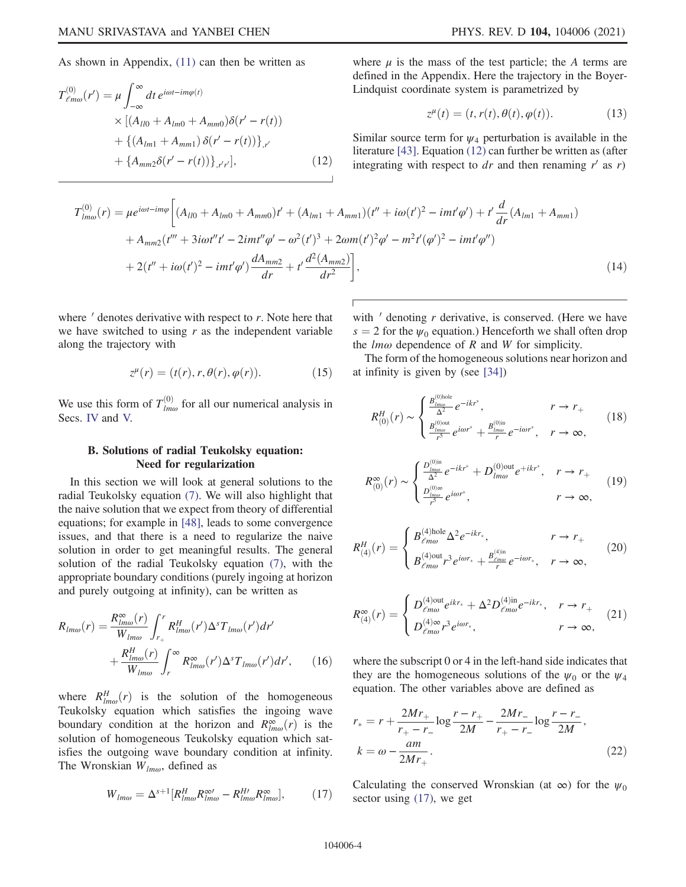As shown in Appendix, (11) can then be written as

$$
\begin{aligned}
T^{(0)}_{\ell m\omega}(r') = \mu \int_{-\infty}^{\infty} dt\, e^{i\omega t - im\varphi(t)} \\
\times [(A_{ll0} + A_{lm0} + A_{mm0})\delta(r' - r(t)) \\
+ \{(A_{lm1} + A_{mm1})\,\delta(r' - r(t))\}_{,r'} \\
+ \{A_{mm2}\delta(r' - r(t))\}_{,r'r'}],
\end{aligned} \tag{12}
$$

where $\mu$ is the mass of the test particle; the $A$ terms are defined in the Appendix. Here the trajectory in the Boyer-Lindquist coordinate system is parametrized by

$$
z^{\mu}(t) = (t, r(t), \theta(t), \varphi(t)). \tag{13}
$$

Similar source term for $\psi_4$ perturbation is available in the literature [43]. Equation (12) can further be written as (after integrating with respect to $dr$ and then renaming $r'$ as $r$)

$$
\begin{aligned}
T^{(0)}_{lm\omega}(r) = \mu e^{i\omega t - im\varphi}\bigg[&(A_{ll0} + A_{lm0} + A_{mm0})t' + (A_{lm1} + A_{mm1})(t'' + i\omega(t')^2 - imt'\varphi') + t'\frac{d}{dr}(A_{lm1} + A_{mm1}) \\
&+ A_{mm2}(t''' + 3i\omega t''t' - 2imt''\varphi' - \omega^2(t')^3 + 2\omega m(t')^2\varphi' - m^2t'(\varphi')^2 - imt'\varphi'') \\
&+ 2(t'' + i\omega(t')^2 - imt'\varphi')\frac{dA_{mm2}}{dr} + t'\frac{d^2(A_{mm2})}{dr^2}\bigg],
\end{aligned} \tag{14}
$$

where $'$ denotes derivative with respect to $r$. Note here that we have switched to using $r$ as the independent variable along the trajectory with

$$
z^{\mu}(r) = (t(r), r, \theta(r), \varphi(r)). \tag{15}
$$

We use this form of $T^{(0)}_{lm\omega}$ for all our numerical analysis in Secs. IV and V.

### B. Solutions of radial Teukolsky equation: Need for regularization

In this section we will look at general solutions to the radial Teukolsky equation (7). We will also highlight that the naive solution that we expect from theory of differential equations; for example in [48], leads to some convergence issues, and that there is a need to regularize the naive solution in order to get meaningful results. The general solution of the radial Teukolsky equation (7), with the appropriate boundary conditions (purely ingoing at horizon and purely outgoing at infinity), can be written as

$$
\begin{aligned}
R_{lm\omega}(r) = \frac{R^{\infty}_{lm\omega}(r)}{W_{lm\omega}} \int_{r_+}^{r} R^{H}_{lm\omega}(r')\Delta^s T_{lm\omega}(r')dr' \\
+ \frac{R^{H}_{lm\omega}(r)}{W_{lm\omega}} \int_{r}^{\infty} R^{\infty}_{lm\omega}(r')\Delta^s T_{lm\omega}(r')dr',
\end{aligned} \tag{16}
$$

where $R^{H}_{lm\omega}(r)$ is the solution of the homogeneous Teukolsky equation which satisfies the ingoing wave boundary condition at the horizon and $R^{\infty}_{lm\omega}(r)$ is the solution of homogeneous Teukolsky equation which satisfies the outgoing wave boundary condition at infinity. The Wronskian $W_{lm\omega}$, defined as

$$
W_{lm\omega} = \Delta^{s+1}[R^{H}_{lm\omega}R^{\infty\prime}_{lm\omega} - R^{H\prime}_{lm\omega}R^{\infty}_{lm\omega}], \tag{17}
$$

with $'$ denoting $r$ derivative, is conserved. (Here we have $s = 2$ for the $\psi_0$ equation.) Henceforth we shall often drop the $lm\omega$ dependence of $R$ and $W$ for simplicity.

The form of the homogeneous solutions near horizon and at infinity is given by (see [34])

$$
R^{H}_{(0)}(r) \sim \begin{cases} \frac{B^{(0)\text{hole}}_{lm\omega}}{\Delta^2} e^{-ikr^*}, & r \to r_+ \\ \frac{B^{(0)\text{out}}_{lm\omega}}{r^5} e^{i\omega r^*} + \frac{B^{(0)\text{in}}_{lm\omega}}{r} e^{-i\omega r^*}, & r \to \infty, \end{cases} \tag{18}
$$

$$
R^{\infty}_{(0)}(r) \sim \begin{cases} \frac{D^{(0)\text{in}}_{lm\omega}}{\Delta^2} e^{-ikr^*} + D^{(0)\text{out}}_{lm\omega} e^{+ikr^*}, & r \to r_+ \\ \frac{D^{(0)\infty}_{lm\omega}}{r^5} e^{i\omega r^*}, & r \to \infty, \end{cases} \tag{19}
$$

$$
R^{H}_{(4)}(r) = \begin{cases} B^{(4)\text{hole}}_{\ell m\omega} \Delta^2 e^{-ikr_*}, & r \to r_+ \\ B^{(4)\text{out}}_{\ell m\omega} r^3 e^{i\omega r_*} + \frac{B^{(4)\text{in}}_{\ell m\omega}}{r} e^{-i\omega r_*}, & r \to \infty, \end{cases} \tag{20}
$$

$$
R^{\infty}_{(4)}(r) = \begin{cases} D^{(4)\text{out}}_{\ell m\omega} e^{ikr_*} + \Delta^2 D^{(4)\text{in}}_{\ell m\omega} e^{-ikr_*}, & r \to r_+ \\ D^{(4)\infty}_{\ell m\omega} r^3 e^{i\omega r_*}, & r \to \infty, \end{cases} \tag{21}
$$

where the subscript 0 or 4 in the left-hand side indicates that they are the homogeneous solutions of the $\psi_0$ or the $\psi_4$ equation. The other variables above are defined as

$$
\begin{aligned}
r_* &= r + \frac{2Mr_+}{r_+ - r_-}\log\frac{r - r_+}{2M} - \frac{2Mr_-}{r_+ - r_-}\log\frac{r - r_-}{2M}, \\
k &= \omega - \frac{am}{2Mr_+}.
\end{aligned} \tag{22}
$$

Calculating the conserved Wronskian (at $\infty$) for the $\psi_0$ sector using (17), we get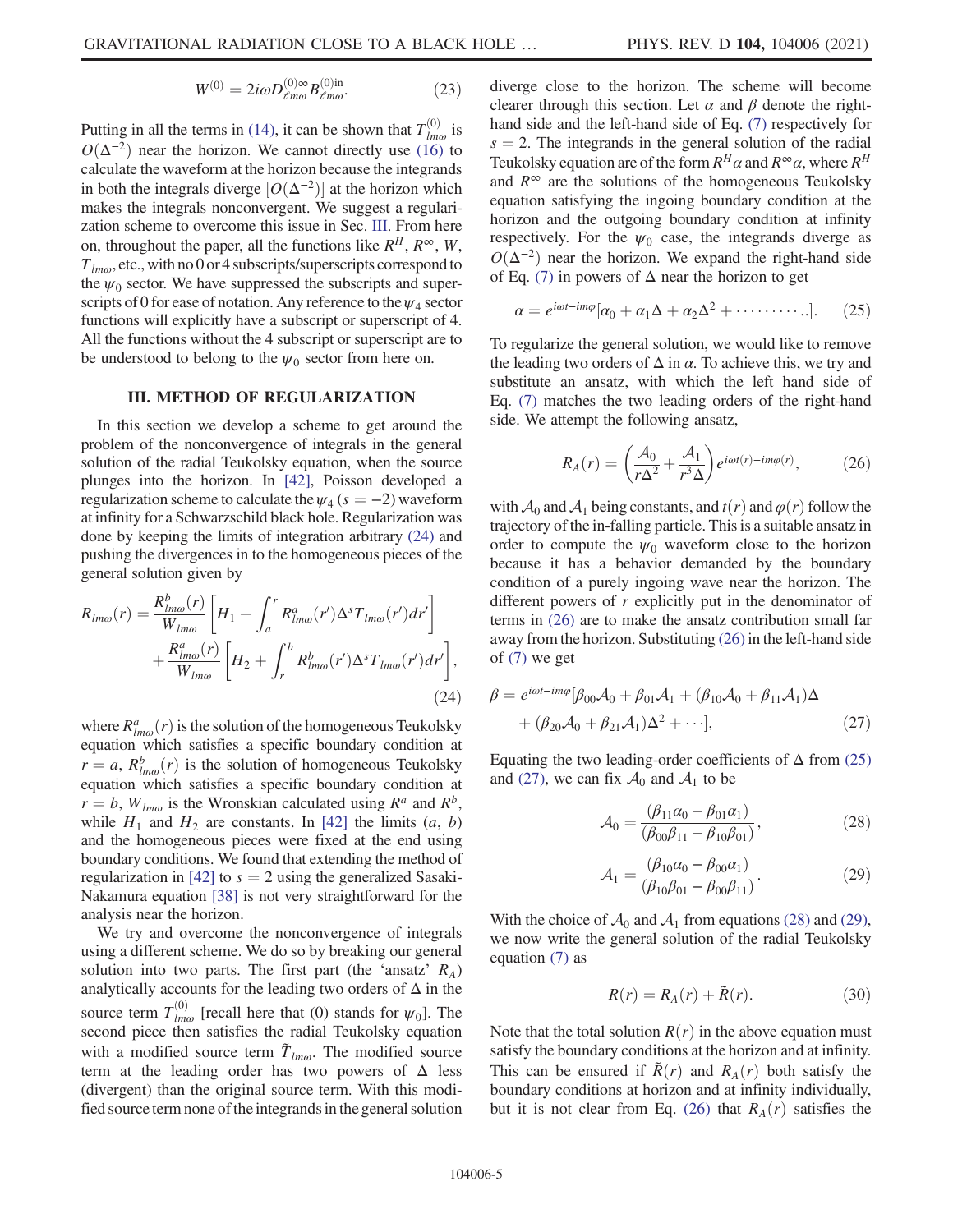$$W^{(0)} = 2i\omega D^{(0)\infty}_{\ell m\omega} B^{(0)\text{in}}_{\ell m\omega}. \tag{23}$$

Putting in all the terms in (14), it can be shown that $T^{(0)}_{lm\omega}$ is $O(\Delta^{-2})$ near the horizon. We cannot directly use (16) to calculate the waveform at the horizon because the integrands in both the integrals diverge $[O(\Delta^{-2})]$ at the horizon which makes the integrals nonconvergent. We suggest a regularization scheme to overcome this issue in Sec. III. From here on, throughout the paper, all the functions like $R^H$, $R^\infty$, $W$, $T_{lm\omega}$, etc., with no 0 or 4 subscripts/superscripts correspond to the $\psi_0$ sector. We have suppressed the subscripts and superscripts of 0 for ease of notation. Any reference to the $\psi_4$ sector functions will explicitly have a subscript or superscript of 4. All the functions without the 4 subscript or superscript are to be understood to belong to the $\psi_0$ sector from here on.

## III. METHOD OF REGULARIZATION

In this section we develop a scheme to get around the problem of the nonconvergence of integrals in the general solution of the radial Teukolsky equation, when the source plunges into the horizon. In [42], Poisson developed a regularization scheme to calculate the $\psi_4$ ($s = -2$) waveform at infinity for a Schwarzschild black hole. Regularization was done by keeping the limits of integration arbitrary (24) and pushing the divergences in to the homogeneous pieces of the general solution given by

$$R_{lm\omega}(r) = \frac{R^b_{lm\omega}(r)}{W_{lm\omega}}\left[H_1 + \int_a^r R^a_{lm\omega}(r')\Delta^s T_{lm\omega}(r')dr'\right] + \frac{R^a_{lm\omega}(r)}{W_{lm\omega}}\left[H_2 + \int_r^b R^b_{lm\omega}(r')\Delta^s T_{lm\omega}(r')dr'\right], \tag{24}$$

where $R^a_{lm\omega}(r)$ is the solution of the homogeneous Teukolsky equation which satisfies a specific boundary condition at $r = a$, $R^b_{lm\omega}(r)$ is the solution of homogeneous Teukolsky equation which satisfies a specific boundary condition at $r = b$, $W_{lm\omega}$ is the Wronskian calculated using $R^a$ and $R^b$, while $H_1$ and $H_2$ are constants. In [42] the limits $(a, b)$ and the homogeneous pieces were fixed at the end using boundary conditions. We found that extending the method of regularization in [42] to $s = 2$ using the generalized Sasaki-Nakamura equation [38] is not very straightforward for the analysis near the horizon.

We try and overcome the nonconvergence of integrals using a different scheme. We do so by breaking our general solution into two parts. The first part (the 'ansatz' $R_A$) analytically accounts for the leading two orders of $\Delta$ in the source term $T^{(0)}_{lm\omega}$ [recall here that (0) stands for $\psi_0$]. The second piece then satisfies the radial Teukolsky equation with a modified source term $\tilde{T}_{lm\omega}$. The modified source term at the leading order has two powers of $\Delta$ less (divergent) than the original source term. With this modified source term none of the integrands in the general solution diverge close to the horizon. The scheme will become clearer through this section. Let $\alpha$ and $\beta$ denote the right-hand side and the left-hand side of Eq. (7) respectively for $s = 2$. The integrands in the general solution of the radial Teukolsky equation are of the form $R^H\alpha$ and $R^\infty\alpha$, where $R^H$ and $R^\infty$ are the solutions of the homogeneous Teukolsky equation satisfying the ingoing boundary condition at the horizon and the outgoing boundary condition at infinity respectively. For the $\psi_0$ case, the integrands diverge as $O(\Delta^{-2})$ near the horizon. We expand the right-hand side of Eq. (7) in powers of $\Delta$ near the horizon to get

$$\alpha = e^{i\omega t - im\varphi}[\alpha_0 + \alpha_1\Delta + \alpha_2\Delta^2 + \cdots\cdots\cdots..]. \tag{25}$$

To regularize the general solution, we would like to remove the leading two orders of $\Delta$ in $\alpha$. To achieve this, we try and substitute an ansatz, with which the left hand side of Eq. (7) matches the two leading orders of the right-hand side. We attempt the following ansatz,

$$R_A(r) = \left(\frac{\mathcal{A}_0}{r\Delta^2} + \frac{\mathcal{A}_1}{r^3\Delta}\right)e^{i\omega t(r) - im\varphi(r)}, \tag{26}$$

with $\mathcal{A}_0$ and $\mathcal{A}_1$ being constants, and $t(r)$ and $\varphi(r)$ follow the trajectory of the in-falling particle. This is a suitable ansatz in order to compute the $\psi_0$ waveform close to the horizon because it has a behavior demanded by the boundary condition of a purely ingoing wave near the horizon. The different powers of $r$ explicitly put in the denominator of terms in (26) are to make the ansatz contribution small far away from the horizon. Substituting (26) in the left-hand side of (7) we get

$$\beta = e^{i\omega t - im\varphi}[\beta_{00}\mathcal{A}_0 + \beta_{01}\mathcal{A}_1 + (\beta_{10}\mathcal{A}_0 + \beta_{11}\mathcal{A}_1)\Delta + (\beta_{20}\mathcal{A}_0 + \beta_{21}\mathcal{A}_1)\Delta^2 + \cdots], \tag{27}$$

Equating the two leading-order coefficients of $\Delta$ from (25) and (27), we can fix $\mathcal{A}_0$ and $\mathcal{A}_1$ to be

$$\mathcal{A}_0 = \frac{(\beta_{11}\alpha_0 - \beta_{01}\alpha_1)}{(\beta_{00}\beta_{11} - \beta_{10}\beta_{01})}, \tag{28}$$

$$\mathcal{A}_1 = \frac{(\beta_{10}\alpha_0 - \beta_{00}\alpha_1)}{(\beta_{10}\beta_{01} - \beta_{00}\beta_{11})}. \tag{29}$$

With the choice of $\mathcal{A}_0$ and $\mathcal{A}_1$ from equations (28) and (29), we now write the general solution of the radial Teukolsky equation (7) as

$$R(r) = R_A(r) + \tilde{R}(r). \tag{30}$$

Note that the total solution $R(r)$ in the above equation must satisfy the boundary conditions at the horizon and at infinity. This can be ensured if $\tilde{R}(r)$ and $R_A(r)$ both satisfy the boundary conditions at horizon and at infinity individually, but it is not clear from Eq. (26) that $R_A(r)$ satisfies the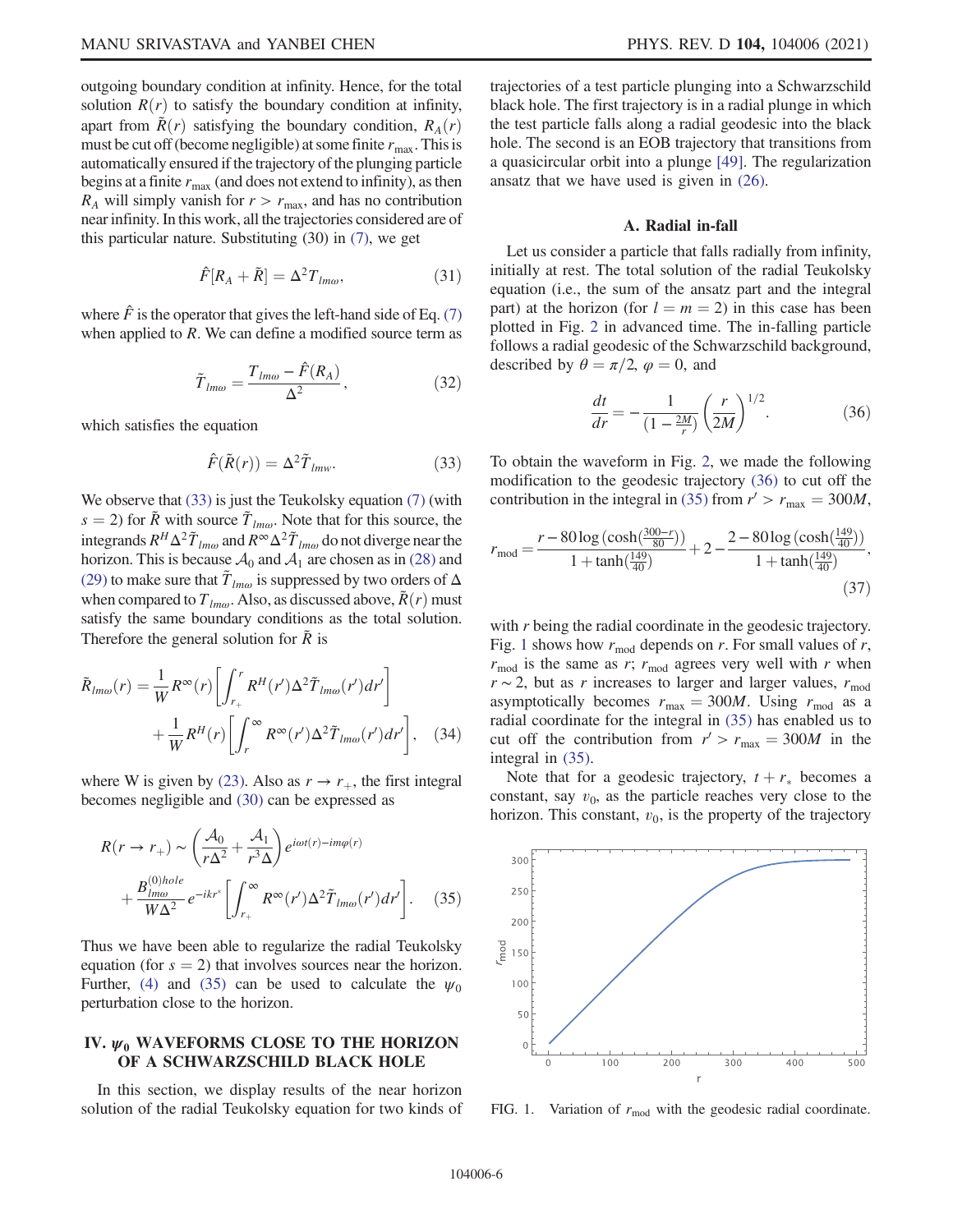outgoing boundary condition at infinity. Hence, for the total solution $R(r)$ to satisfy the boundary condition at infinity, apart from $\tilde{R}(r)$ satisfying the boundary condition, $R_A(r)$ must be cut off (become negligible) at some finite $r_{\rm max}$. This is automatically ensured if the trajectory of the plunging particle begins at a finite $r_{\rm max}$ (and does not extend to infinity), as then $R_A$ will simply vanish for $r > r_{\rm max}$, and has no contribution near infinity. In this work, all the trajectories considered are of this particular nature. Substituting (30) in (7), we get

$$\hat{F}[R_A + \tilde{R}] = \Delta^2 T_{lm\omega}, \tag{31}$$

where $\hat{F}$ is the operator that gives the left-hand side of Eq. (7) when applied to $R$. We can define a modified source term as

$$\tilde{T}_{lm\omega} = \frac{T_{lm\omega} - \hat{F}(R_A)}{\Delta^2}, \tag{32}$$

which satisfies the equation

$$\hat{F}(\tilde{R}(r)) = \Delta^2 \tilde{T}_{lmw}. \tag{33}$$

We observe that (33) is just the Teukolsky equation (7) (with $s = 2$) for $\tilde{R}$ with source $\tilde{T}_{lm\omega}$. Note that for this source, the integrands $R^H \Delta^2 \tilde{T}_{lm\omega}$ and $R^\infty \Delta^2 \tilde{T}_{lm\omega}$ do not diverge near the horizon. This is because $\mathcal{A}_0$ and $\mathcal{A}_1$ are chosen as in (28) and (29) to make sure that $\tilde{T}_{lm\omega}$ is suppressed by two orders of $\Delta$ when compared to $T_{lm\omega}$. Also, as discussed above, $\tilde{R}(r)$ must satisfy the same boundary conditions as the total solution. Therefore the general solution for $\tilde{R}$ is

$$\tilde{R}_{lm\omega}(r) = \frac{1}{W} R^\infty(r) \left[ \int_{r_+}^{r} R^H(r') \Delta^2 \tilde{T}_{lm\omega}(r') dr' \right] + \frac{1}{W} R^H(r) \left[ \int_{r}^{\infty} R^\infty(r') \Delta^2 \tilde{T}_{lm\omega}(r') dr' \right], \tag{34}$$

where W is given by (23). Also as $r \to r_+$, the first integral becomes negligible and (30) can be expressed as

$$R(r \to r_+) \sim \left( \frac{\mathcal{A}_0}{r\Delta^2} + \frac{\mathcal{A}_1}{r^3 \Delta} \right) e^{i\omega t(r) - im\varphi(r)} + \frac{B^{(0)hole}_{lm\omega}}{W\Delta^2} e^{-ikr^*} \left[ \int_{r_+}^{\infty} R^\infty(r') \Delta^2 \tilde{T}_{lm\omega}(r') dr' \right]. \tag{35}$$

Thus we have been able to regularize the radial Teukolsky equation (for $s = 2$) that involves sources near the horizon. Further, (4) and (35) can be used to calculate the $\psi_0$ perturbation close to the horizon.

## IV. $\psi_0$ WAVEFORMS CLOSE TO THE HORIZON OF A SCHWARZSCHILD BLACK HOLE

In this section, we display results of the near horizon solution of the radial Teukolsky equation for two kinds of trajectories of a test particle plunging into a Schwarzschild black hole. The first trajectory is in a radial plunge in which the test particle falls along a radial geodesic into the black hole. The second is an EOB trajectory that transitions from a quasicircular orbit into a plunge [49]. The regularization ansatz that we have used is given in (26).

### A. Radial in-fall

Let us consider a particle that falls radially from infinity, initially at rest. The total solution of the radial Teukolsky equation (i.e., the sum of the ansatz part and the integral part) at the horizon (for $l = m = 2$) in this case has been plotted in Fig. 2 in advanced time. The in-falling particle follows a radial geodesic of the Schwarzschild background, described by $\theta = \pi/2$, $\varphi = 0$, and

$$\frac{dt}{dr} = -\frac{1}{(1 - \frac{2M}{r})} \left( \frac{r}{2M} \right)^{1/2}. \tag{36}$$

To obtain the waveform in Fig. 2, we made the following modification to the geodesic trajectory (36) to cut off the contribution in the integral in (35) from $r' > r_{\rm max} = 300M$,

$$r_{\rm mod} = \frac{r - 80 \log(\cosh(\frac{300-r}{80}))}{1 + \tanh(\frac{149}{40})} + 2 - \frac{2 - 80 \log(\cosh(\frac{149}{40}))}{1 + \tanh(\frac{149}{40})}, \tag{37}$$

with $r$ being the radial coordinate in the geodesic trajectory. Fig. 1 shows how $r_{\rm mod}$ depends on $r$. For small values of $r$, $r_{\rm mod}$ is the same as $r$; $r_{\rm mod}$ agrees very well with $r$ when $r \sim 2$, but as $r$ increases to larger and larger values, $r_{\rm mod}$ asymptotically becomes $r_{\rm max} = 300M$. Using $r_{\rm mod}$ as a radial coordinate for the integral in (35) has enabled us to cut off the contribution from $r' > r_{\rm max} = 300M$ in the integral in (35).

Note that for a geodesic trajectory, $t + r_*$ becomes a constant, say $v_0$, as the particle reaches very close to the horizon. This constant, $v_0$, is the property of the trajectory

FIG. 1. Variation of $r_{\rm mod}$ with the geodesic radial coordinate.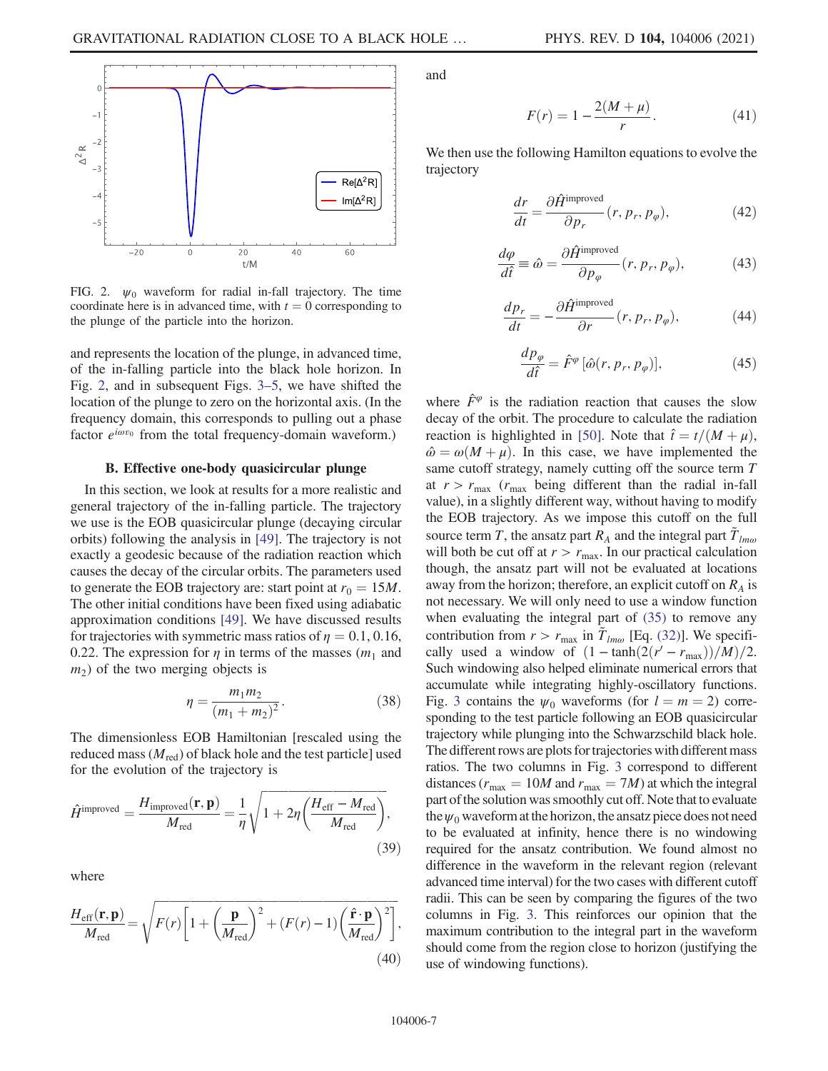FIG. 2. $\psi_0$ waveform for radial in-fall trajectory. The time coordinate here is in advanced time, with $t = 0$ corresponding to the plunge of the particle into the horizon.

and represents the location of the plunge, in advanced time, of the in-falling particle into the black hole horizon. In Fig. 2, and in subsequent Figs. 3–5, we have shifted the location of the plunge to zero on the horizontal axis. (In the frequency domain, this corresponds to pulling out a phase factor $e^{i\omega v_0}$ from the total frequency-domain waveform.)

### B. Effective one-body quasicircular plunge

In this section, we look at results for a more realistic and general trajectory of the in-falling particle. The trajectory we use is the EOB quasicircular plunge (decaying circular orbits) following the analysis in [49]. The trajectory is not exactly a geodesic because of the radiation reaction which causes the decay of the circular orbits. The parameters used to generate the EOB trajectory are: start point at $r_0 = 15M$. The other initial conditions have been fixed using adiabatic approximation conditions [49]. We have discussed results for trajectories with symmetric mass ratios of $\eta = 0.1, 0.16, 0.22$. The expression for $\eta$ in terms of the masses ($m_1$ and $m_2$) of the two merging objects is

$$\eta = \frac{m_1 m_2}{(m_1 + m_2)^2}. \tag{38}$$

The dimensionless EOB Hamiltonian [rescaled using the reduced mass ($M_{\rm red}$) of black hole and the test particle] used for the evolution of the trajectory is

$$\hat{H}^{\rm improved} = \frac{H_{\rm improved}(\mathbf{r},\mathbf{p})}{M_{\rm red}} = \frac{1}{\eta}\sqrt{1 + 2\eta\left(\frac{H_{\rm eff} - M_{\rm red}}{M_{\rm red}}\right)}, \tag{39}$$

where

$$\frac{H_{\rm eff}(\mathbf{r},\mathbf{p})}{M_{\rm red}} = \sqrt{F(r)\left[1 + \left(\frac{\mathbf{p}}{M_{\rm red}}\right)^2 + (F(r) - 1)\left(\frac{\hat{\mathbf{r}}\cdot\mathbf{p}}{M_{\rm red}}\right)^2\right]}, \tag{40}$$

and

$$F(r) = 1 - \frac{2(M+\mu)}{r}. \tag{41}$$

We then use the following Hamilton equations to evolve the trajectory

$$\frac{dr}{dt} = \frac{\partial \hat{H}^{\rm improved}}{\partial p_r}(r, p_r, p_\varphi), \tag{42}$$

$$\frac{d\varphi}{d\hat{t}} \equiv \hat{\omega} = \frac{\partial \hat{H}^{\rm improved}}{\partial p_\varphi}(r, p_r, p_\varphi), \tag{43}$$

$$\frac{dp_r}{dt} = -\frac{\partial \hat{H}^{\rm improved}}{\partial r}(r, p_r, p_\varphi), \tag{44}$$

$$\frac{dp_\varphi}{d\hat{t}} = \hat{F}^\varphi[\hat{\omega}(r, p_r, p_\varphi)], \tag{45}$$

where $\hat{F}^\varphi$ is the radiation reaction that causes the slow decay of the orbit. The procedure to calculate the radiation reaction is highlighted in [50]. Note that $\hat{t} = t/(M+\mu)$, $\hat{\omega} = \omega(M+\mu)$. In this case, we have implemented the same cutoff strategy, namely cutting off the source term $T$ at $r > r_{\rm max}$ ($r_{\rm max}$ being different than the radial in-fall value), in a slightly different way, without having to modify the EOB trajectory. As we impose this cutoff on the full source term $T$, the ansatz part $R_A$ and the integral part $\tilde{T}_{lm\omega}$ will both be cut off at $r > r_{\rm max}$. In our practical calculation though, the ansatz part will not be evaluated at locations away from the horizon; therefore, an explicit cutoff on $R_A$ is not necessary. We will only need to use a window function when evaluating the integral part of (35) to remove any contribution from $r > r_{\rm max}$ in $\tilde{T}_{lm\omega}$ [Eq. (32)]. We specifically used a window of $(1 - \tanh(2(r' - r_{\rm max}))/M)/2$. Such windowing also helped eliminate numerical errors that accumulate while integrating highly-oscillatory functions. Fig. 3 contains the $\psi_0$ waveforms (for $l = m = 2$) corresponding to the test particle following an EOB quasicircular trajectory while plunging into the Schwarzschild black hole. The different rows are plots for trajectories with different mass ratios. The two columns in Fig. 3 correspond to different distances ($r_{\rm max} = 10M$ and $r_{\rm max} = 7M$) at which the integral part of the solution was smoothly cut off. Note that to evaluate the $\psi_0$ waveform at the horizon, the ansatz piece does not need to be evaluated at infinity, hence there is no windowing required for the ansatz contribution. We found almost no difference in the waveform in the relevant region (relevant advanced time interval) for the two cases with different cutoff radii. This can be seen by comparing the figures of the two columns in Fig. 3. This reinforces our opinion that the maximum contribution to the integral part in the waveform should come from the region close to horizon (justifying the use of windowing functions).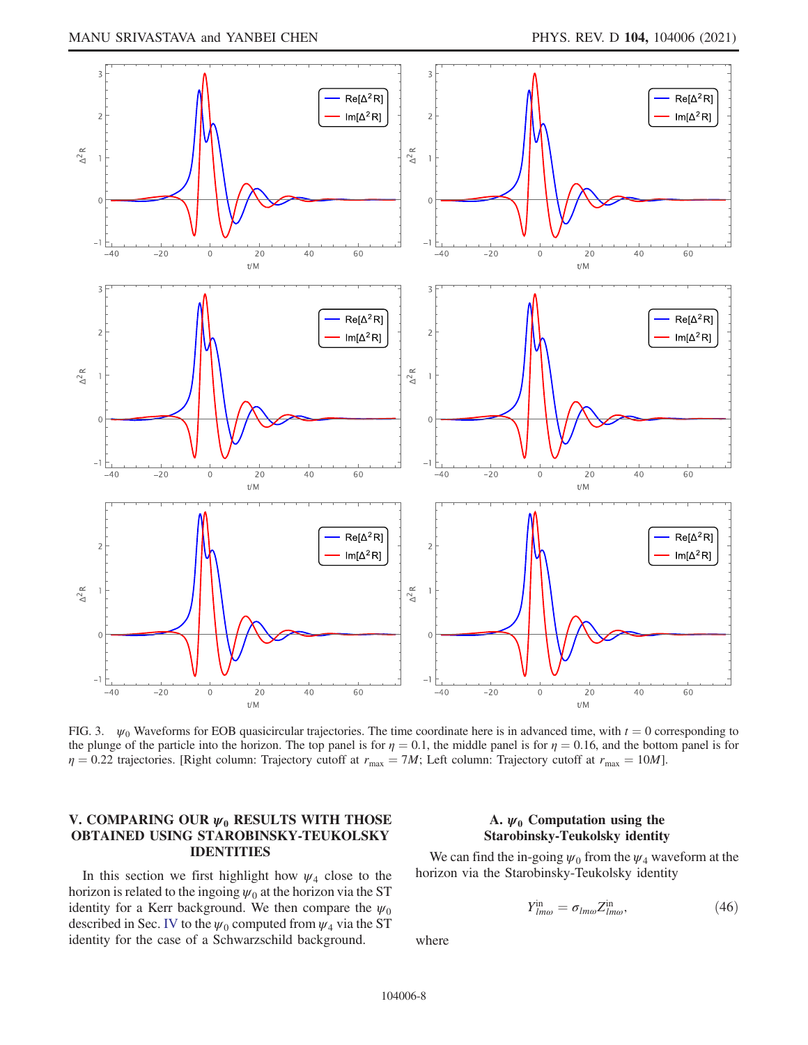FIG. 3. $\psi_0$ Waveforms for EOB quasicircular trajectories. The time coordinate here is in advanced time, with $t = 0$ corresponding to the plunge of the particle into the horizon. The top panel is for $\eta = 0.1$, the middle panel is for $\eta = 0.16$, and the bottom panel is for $\eta = 0.22$ trajectories. [Right column: Trajectory cutoff at $r_{\max} = 7M$; Left column: Trajectory cutoff at $r_{\max} = 10M$].

## V. COMPARING OUR $\psi_0$ RESULTS WITH THOSE OBTAINED USING STAROBINSKY-TEUKOLSKY IDENTITIES

In this section we first highlight how $\psi_4$ close to the horizon is related to the ingoing $\psi_0$ at the horizon via the ST identity for a Kerr background. We then compare the $\psi_0$ described in Sec. IV to the $\psi_0$ computed from $\psi_4$ via the ST identity for the case of a Schwarzschild background.

### A. $\psi_0$ Computation using the Starobinsky-Teukolsky identity

We can find the in-going $\psi_0$ from the $\psi_4$ waveform at the horizon via the Starobinsky-Teukolsky identity

$$Y^{\text{in}}_{lm\omega} = \sigma_{lm\omega} Z^{\text{in}}_{lm\omega}, \tag{46}$$

where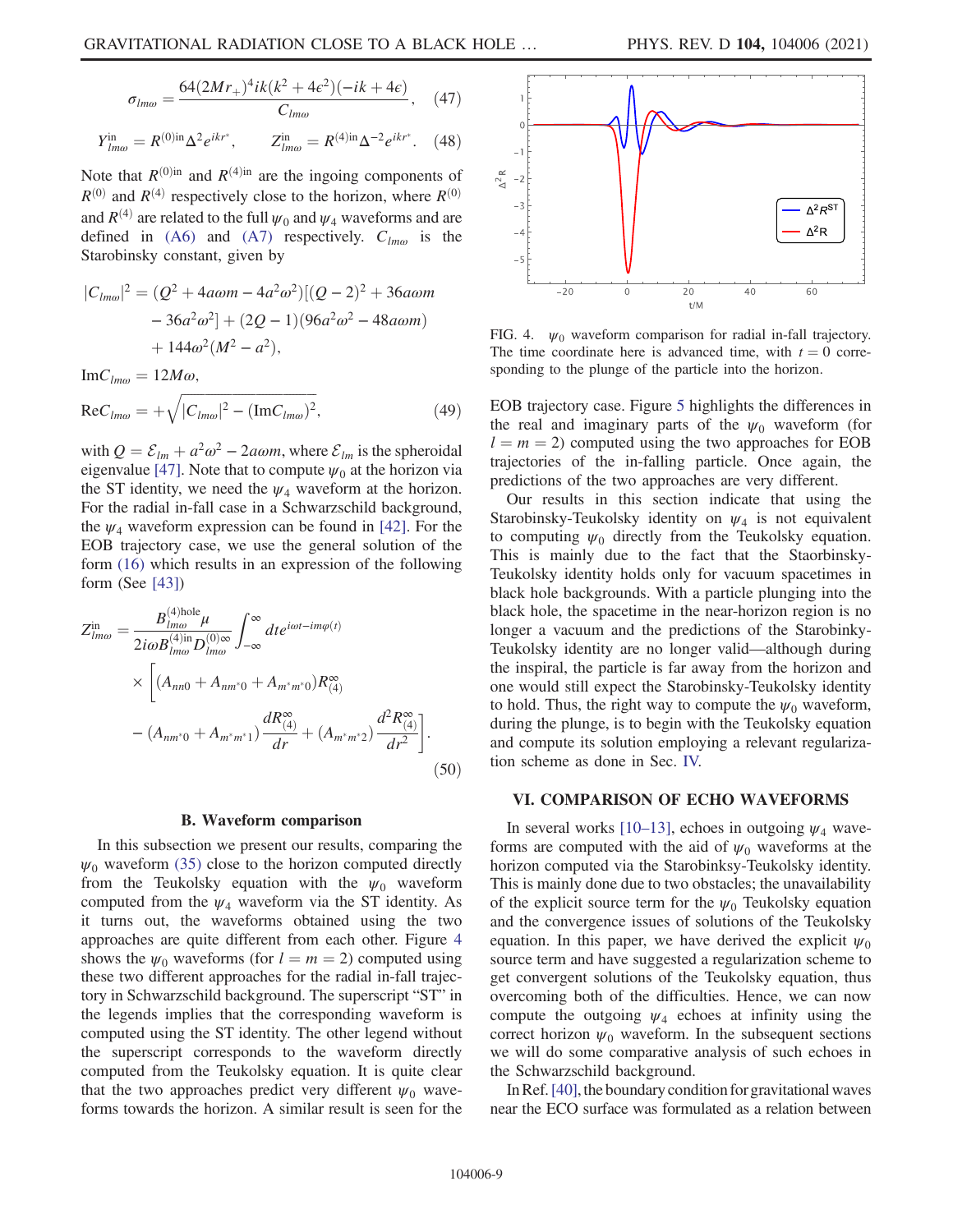$$
\sigma_{lm\omega} = \frac{64(2Mr_+)^4 ik(k^2+4\epsilon^2)(-ik+4\epsilon)}{C_{lm\omega}}, \quad (47)
$$

$$
Y^{\text{in}}_{lm\omega} = R^{(0)\text{in}}\Delta^2 e^{ikr^*}, \qquad Z^{\text{in}}_{lm\omega} = R^{(4)\text{in}}\Delta^{-2} e^{ikr^*}. \quad (48)
$$

Note that $R^{(0)\text{in}}$ and $R^{(4)\text{in}}$ are the ingoing components of $R^{(0)}$ and $R^{(4)}$ respectively close to the horizon, where $R^{(0)}$ and $R^{(4)}$ are related to the full $\psi_0$ and $\psi_4$ waveforms and are defined in (A6) and (A7) respectively. $C_{lm\omega}$ is the Starobinsky constant, given by

$$
\begin{aligned}
|C_{lm\omega}|^2 &= (Q^2 + 4a\omega m - 4a^2\omega^2)[(Q-2)^2 + 36a\omega m \\
&\quad - 36a^2\omega^2] + (2Q-1)(96a^2\omega^2 - 48a\omega m) \\
&\quad + 144\omega^2(M^2 - a^2), \\
\text{Im}C_{lm\omega} &= 12M\omega, \\
\text{Re}C_{lm\omega} &= +\sqrt{|C_{lm\omega}|^2 - (\text{Im}C_{lm\omega})^2}, \quad (49)
\end{aligned}
$$

with $Q = \mathcal{E}_{lm} + a^2\omega^2 - 2a\omega m$, where $\mathcal{E}_{lm}$ is the spheroidal eigenvalue [47]. Note that to compute $\psi_0$ at the horizon via the ST identity, we need the $\psi_4$ waveform at the horizon. For the radial in-fall case in a Schwarzschild background, the $\psi_4$ waveform expression can be found in [42]. For the EOB trajectory case, we use the general solution of the form (16) which results in an expression of the following form (See [43])

$$
\begin{aligned}
Z^{\text{in}}_{lm\omega} &= \frac{B^{(4)\text{hole}}_{lm\omega}\mu}{2i\omega B^{(4)\text{in}}_{lm\omega} D^{(0)\infty}_{lm\omega}} \int_{-\infty}^{\infty} dt e^{i\omega t - im\varphi(t)} \\
&\quad \times \Bigg[(A_{nn0} + A_{nm^*0} + A_{m^*m^*0})R^{\infty}_{(4)} \\
&\quad - (A_{nm^*0} + A_{m^*m^*1})\frac{dR^{\infty}_{(4)}}{dr} + (A_{m^*m^*2})\frac{d^2R^{\infty}_{(4)}}{dr^2}\Bigg].
\end{aligned}
\quad (50)
$$

### B. Waveform comparison

In this subsection we present our results, comparing the $\psi_0$ waveform (35) close to the horizon computed directly from the Teukolsky equation with the $\psi_0$ waveform computed from the $\psi_4$ waveform via the ST identity. As it turns out, the waveforms obtained using the two approaches are quite different from each other. Figure 4 shows the $\psi_0$ waveforms (for $l = m = 2$) computed using these two different approaches for the radial in-fall trajectory in Schwarzschild background. The superscript "ST" in the legends implies that the corresponding waveform is computed using the ST identity. The other legend without the superscript corresponds to the waveform directly computed from the Teukolsky equation. It is quite clear that the two approaches predict very different $\psi_0$ waveforms towards the horizon. A similar result is seen for the EOB trajectory case. Figure 5 highlights the differences in the real and imaginary parts of the $\psi_0$ waveform (for $l = m = 2$) computed using the two approaches for EOB trajectories of the in-falling particle. Once again, the predictions of the two approaches are very different.

FIG. 4. $\psi_0$ waveform comparison for radial in-fall trajectory. The time coordinate here is advanced time, with $t = 0$ corresponding to the plunge of the particle into the horizon.

Our results in this section indicate that using the Starobinsky-Teukolsky identity on $\psi_4$ is not equivalent to computing $\psi_0$ directly from the Teukolsky equation. This is mainly due to the fact that the Staorbinsky-Teukolsky identity holds only for vacuum spacetimes in black hole backgrounds. With a particle plunging into the black hole, the spacetime in the near-horizon region is no longer a vacuum and the predictions of the Starobinky-Teukolsky identity are no longer valid—although during the inspiral, the particle is far away from the horizon and one would still expect the Starobinsky-Teukolsky identity to hold. Thus, the right way to compute the $\psi_0$ waveform, during the plunge, is to begin with the Teukolsky equation and compute its solution employing a relevant regularization scheme as done in Sec. IV.

## VI. COMPARISON OF ECHO WAVEFORMS

In several works [10–13], echoes in outgoing $\psi_4$ waveforms are computed with the aid of $\psi_0$ waveforms at the horizon computed via the Starobinksy-Teukolsky identity. This is mainly done due to two obstacles; the unavailability of the explicit source term for the $\psi_0$ Teukolsky equation and the convergence issues of solutions of the Teukolsky equation. In this paper, we have derived the explicit $\psi_0$ source term and have suggested a regularization scheme to get convergent solutions of the Teukolsky equation, thus overcoming both of the difficulties. Hence, we can now compute the outgoing $\psi_4$ echoes at infinity using the correct horizon $\psi_0$ waveform. In the subsequent sections we will do some comparative analysis of such echoes in the Schwarzschild background.

In Ref. [40], the boundary condition for gravitational waves near the ECO surface was formulated as a relation between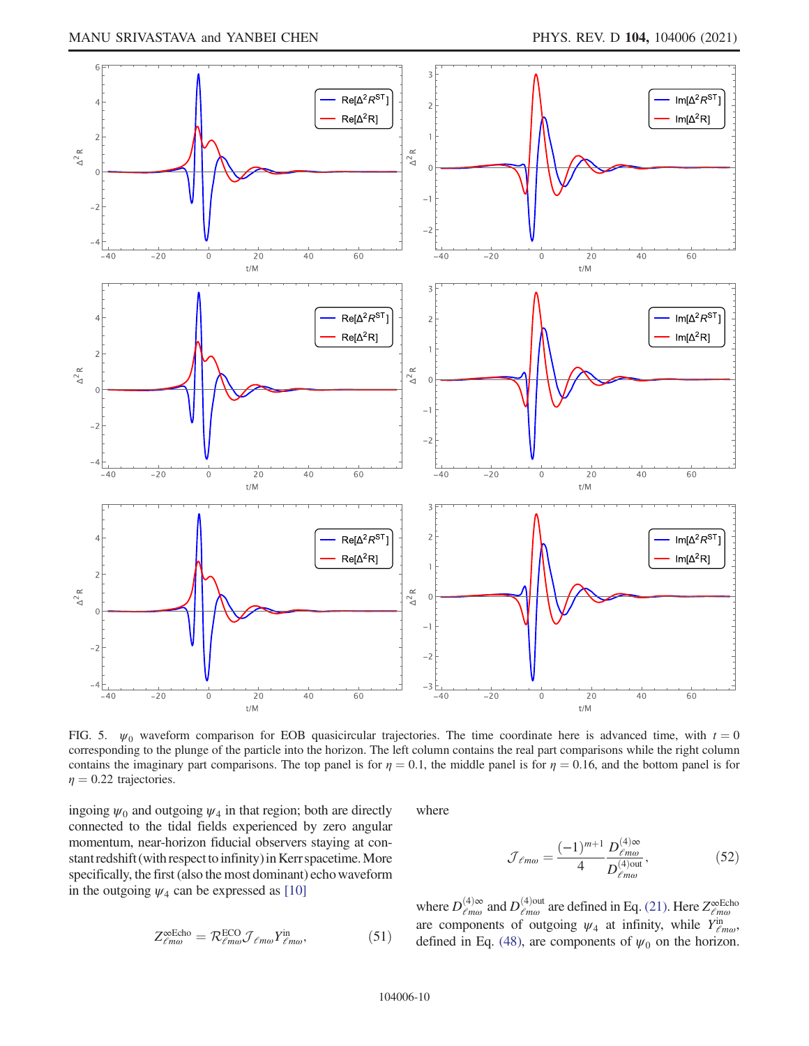FIG. 5. $\psi_0$ waveform comparison for EOB quasicircular trajectories. The time coordinate here is advanced time, with $t = 0$ corresponding to the plunge of the particle into the horizon. The left column contains the real part comparisons while the right column contains the imaginary part comparisons. The top panel is for $\eta = 0.1$, the middle panel is for $\eta = 0.16$, and the bottom panel is for $\eta = 0.22$ trajectories.

ingoing $\psi_0$ and outgoing $\psi_4$ in that region; both are directly connected to the tidal fields experienced by zero angular momentum, near-horizon fiducial observers staying at constant redshift (with respect to infinity) in Kerr spacetime. More specifically, the first (also the most dominant) echo waveform in the outgoing $\psi_4$ can be expressed as [10]

$$Z^{\infty \mathrm{Echo}}_{\ell m \omega} = \mathcal{R}^{\mathrm{ECO}}_{\ell m \omega} \mathcal{J}_{\ell m \omega} Y^{\mathrm{in}}_{\ell m \omega}, \tag{51}$$

where

$$\mathcal{J}_{\ell m \omega} = \frac{(-1)^{m+1}}{4} \frac{D^{(4)\infty}_{\ell m \omega}}{D^{(4)\mathrm{out}}_{\ell m \omega}}, \tag{52}$$

where $D^{(4)\infty}_{\ell m \omega}$ and $D^{(4)\mathrm{out}}_{\ell m \omega}$ are defined in Eq. (21). Here $Z^{\infty \mathrm{Echo}}_{\ell m \omega}$ are components of outgoing $\psi_4$ at infinity, while $Y^{\mathrm{in}}_{\ell m \omega}$, defined in Eq. (48), are components of $\psi_0$ on the horizon.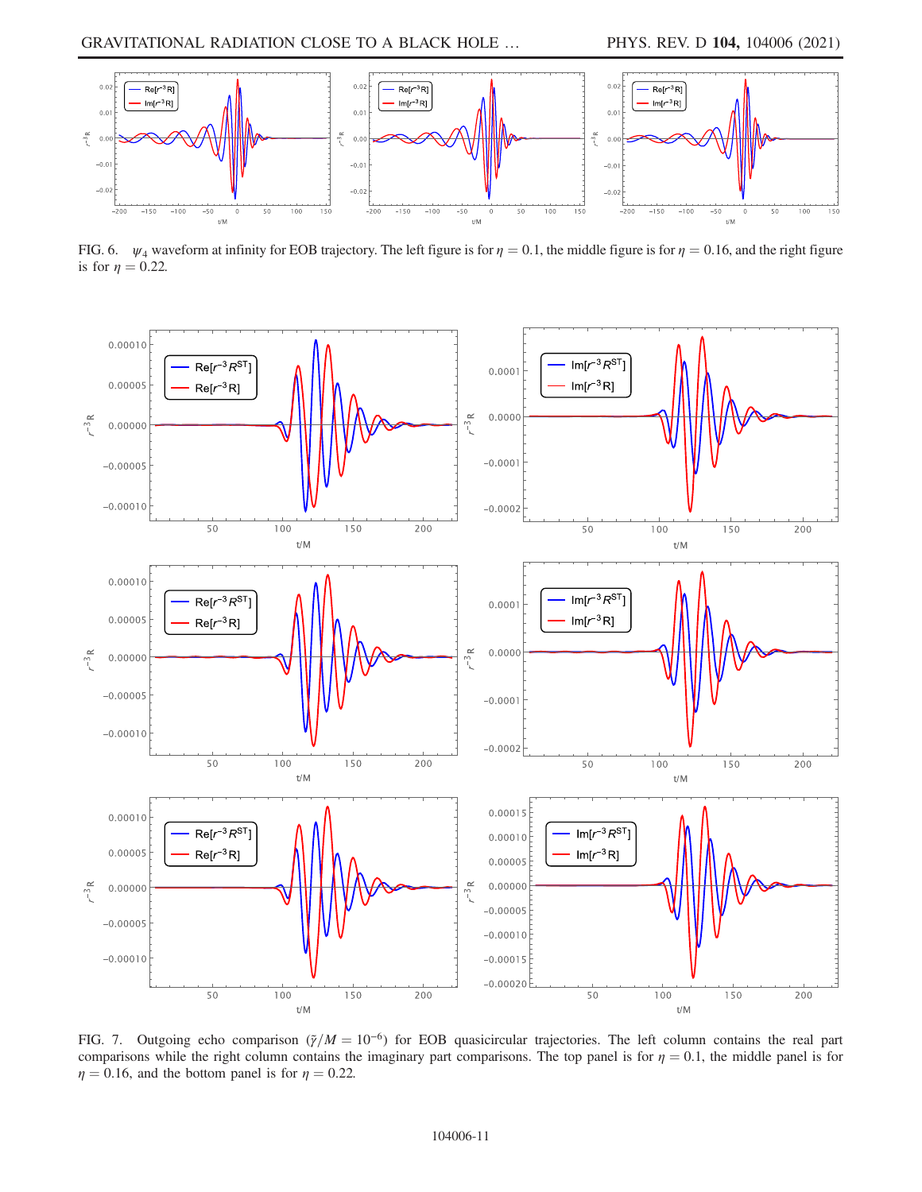FIG. 6. $\psi_4$ waveform at infinity for EOB trajectory. The left figure is for $\eta = 0.1$, the middle figure is for $\eta = 0.16$, and the right figure is for $\eta = 0.22$.

FIG. 7. Outgoing echo comparison ($\tilde{\gamma}/M = 10^{-6}$) for EOB quasicircular trajectories. The left column contains the real part comparisons while the right column contains the imaginary part comparisons. The top panel is for $\eta = 0.1$, the middle panel is for $\eta = 0.16$, and the bottom panel is for $\eta = 0.22$.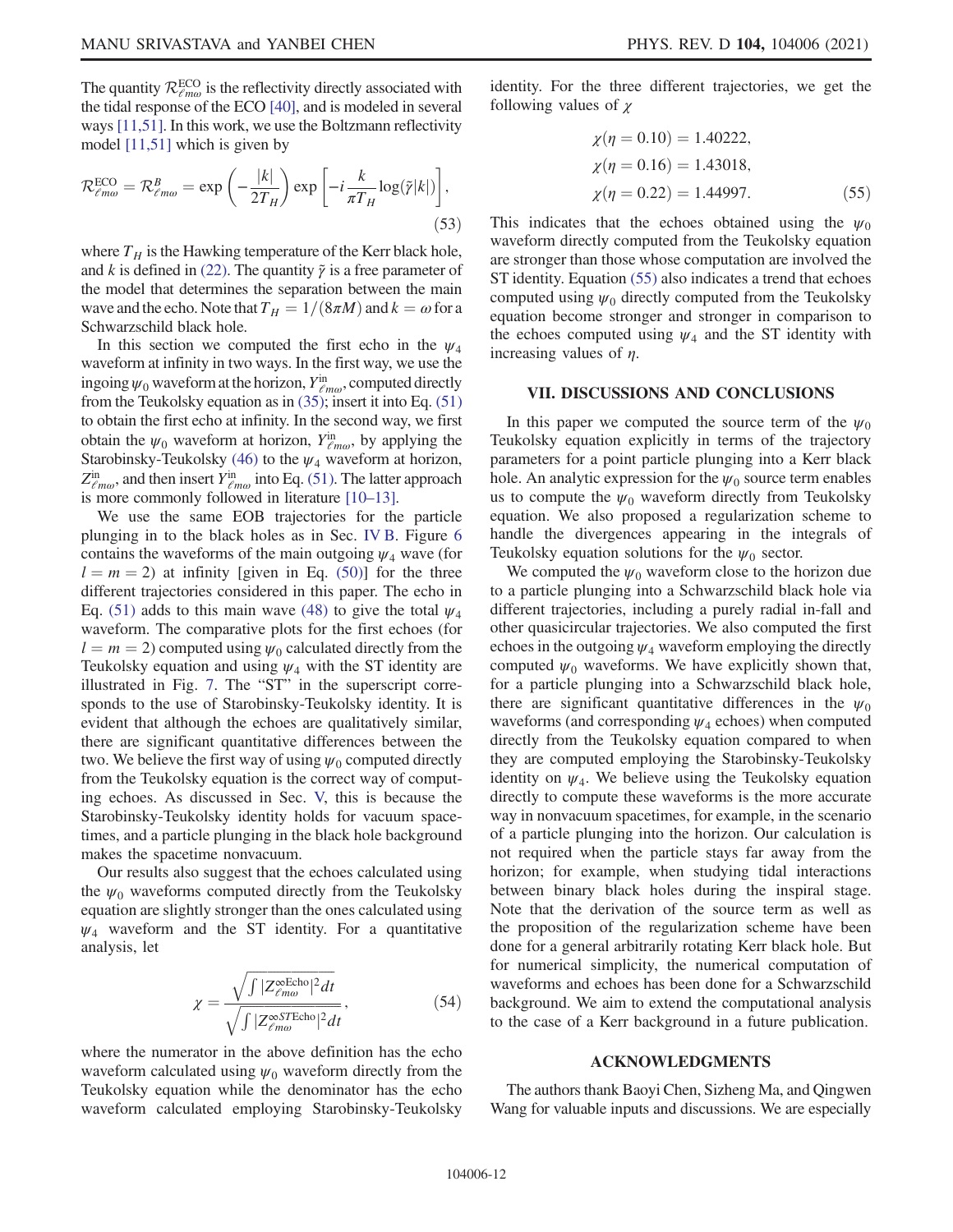The quantity $\mathcal{R}^{\mathrm{ECO}}_{\ell m\omega}$ is the reflectivity directly associated with the tidal response of the ECO [40], and is modeled in several ways [11,51]. In this work, we use the Boltzmann reflectivity model [11,51] which is given by

$$\mathcal{R}^{\mathrm{ECO}}_{\ell m\omega} = \mathcal{R}^{B}_{\ell m\omega} = \exp\left(-\frac{|k|}{2T_H}\right)\exp\left[-i\frac{k}{\pi T_H}\log(\tilde{\gamma}|k|)\right], \tag{53}$$

where $T_H$ is the Hawking temperature of the Kerr black hole, and $k$ is defined in (22). The quantity $\tilde{\gamma}$ is a free parameter of the model that determines the separation between the main wave and the echo. Note that $T_H = 1/(8\pi M)$ and $k = \omega$ for a Schwarzschild black hole.

In this section we computed the first echo in the $\psi_4$ waveform at infinity in two ways. In the first way, we use the ingoing $\psi_0$ waveform at the horizon, $Y^{\mathrm{in}}_{\ell m\omega}$, computed directly from the Teukolsky equation as in (35); insert it into Eq. (51) to obtain the first echo at infinity. In the second way, we first obtain the $\psi_0$ waveform at horizon, $Y^{\mathrm{in}}_{\ell m\omega}$, by applying the Starobinsky-Teukolsky (46) to the $\psi_4$ waveform at horizon, $Z^{\mathrm{in}}_{\ell m\omega}$, and then insert $Y^{\mathrm{in}}_{\ell m\omega}$ into Eq. (51). The latter approach is more commonly followed in literature [10–13].

We use the same EOB trajectories for the particle plunging in to the black holes as in Sec. IV B. Figure 6 contains the waveforms of the main outgoing $\psi_4$ wave (for $l = m = 2$) at infinity [given in Eq. (50)] for the three different trajectories considered in this paper. The echo in Eq. (51) adds to this main wave (48) to give the total $\psi_4$ waveform. The comparative plots for the first echoes (for $l = m = 2$) computed using $\psi_0$ calculated directly from the Teukolsky equation and using $\psi_4$ with the ST identity are illustrated in Fig. 7. The "ST" in the superscript corresponds to the use of Starobinsky-Teukolsky identity. It is evident that although the echoes are qualitatively similar, there are significant quantitative differences between the two. We believe the first way of using $\psi_0$ computed directly from the Teukolsky equation is the correct way of computing echoes. As discussed in Sec. V, this is because the Starobinsky-Teukolsky identity holds for vacuum spacetimes, and a particle plunging in the black hole background makes the spacetime nonvacuum.

Our results also suggest that the echoes calculated using the $\psi_0$ waveforms computed directly from the Teukolsky equation are slightly stronger than the ones calculated using $\psi_4$ waveform and the ST identity. For a quantitative analysis, let

$$\chi = \frac{\sqrt{\int |Z^{\infty\mathrm{Echo}}_{\ell m\omega}|^2 dt}}{\sqrt{\int |Z^{\infty ST\mathrm{Echo}}_{\ell m\omega}|^2 dt}}, \tag{54}$$

where the numerator in the above definition has the echo waveform calculated using $\psi_0$ waveform directly from the Teukolsky equation while the denominator has the echo waveform calculated employing Starobinsky-Teukolsky identity. For the three different trajectories, we get the following values of $\chi$

$$\chi(\eta = 0.10) = 1.40222,$$
$$\chi(\eta = 0.16) = 1.43018,$$
$$\chi(\eta = 0.22) = 1.44997. \tag{55}$$

This indicates that the echoes obtained using the $\psi_0$ waveform directly computed from the Teukolsky equation are stronger than those whose computation are involved the ST identity. Equation (55) also indicates a trend that echoes computed using $\psi_0$ directly computed from the Teukolsky equation become stronger and stronger in comparison to the echoes computed using $\psi_4$ and the ST identity with increasing values of $\eta$.

## VII. DISCUSSIONS AND CONCLUSIONS

In this paper we computed the source term of the $\psi_0$ Teukolsky equation explicitly in terms of the trajectory parameters for a point particle plunging into a Kerr black hole. An analytic expression for the $\psi_0$ source term enables us to compute the $\psi_0$ waveform directly from Teukolsky equation. We also proposed a regularization scheme to handle the divergences appearing in the integrals of Teukolsky equation solutions for the $\psi_0$ sector.

We computed the $\psi_0$ waveform close to the horizon due to a particle plunging into a Schwarzschild black hole via different trajectories, including a purely radial in-fall and other quasicircular trajectories. We also computed the first echoes in the outgoing $\psi_4$ waveform employing the directly computed $\psi_0$ waveforms. We have explicitly shown that, for a particle plunging into a Schwarzschild black hole, there are significant quantitative differences in the $\psi_0$ waveforms (and corresponding $\psi_4$ echoes) when computed directly from the Teukolsky equation compared to when they are computed employing the Starobinsky-Teukolsky identity on $\psi_4$. We believe using the Teukolsky equation directly to compute these waveforms is the more accurate way in nonvacuum spacetimes, for example, in the scenario of a particle plunging into the horizon. Our calculation is not required when the particle stays far away from the horizon; for example, when studying tidal interactions between binary black holes during the inspiral stage. Note that the derivation of the source term as well as the proposition of the regularization scheme have been done for a general arbitrarily rotating Kerr black hole. But for numerical simplicity, the numerical computation of waveforms and echoes has been done for a Schwarzschild background. We aim to extend the computational analysis to the case of a Kerr background in a future publication.

## ACKNOWLEDGMENTS

The authors thank Baoyi Chen, Sizheng Ma, and Qingwen Wang for valuable inputs and discussions. We are especially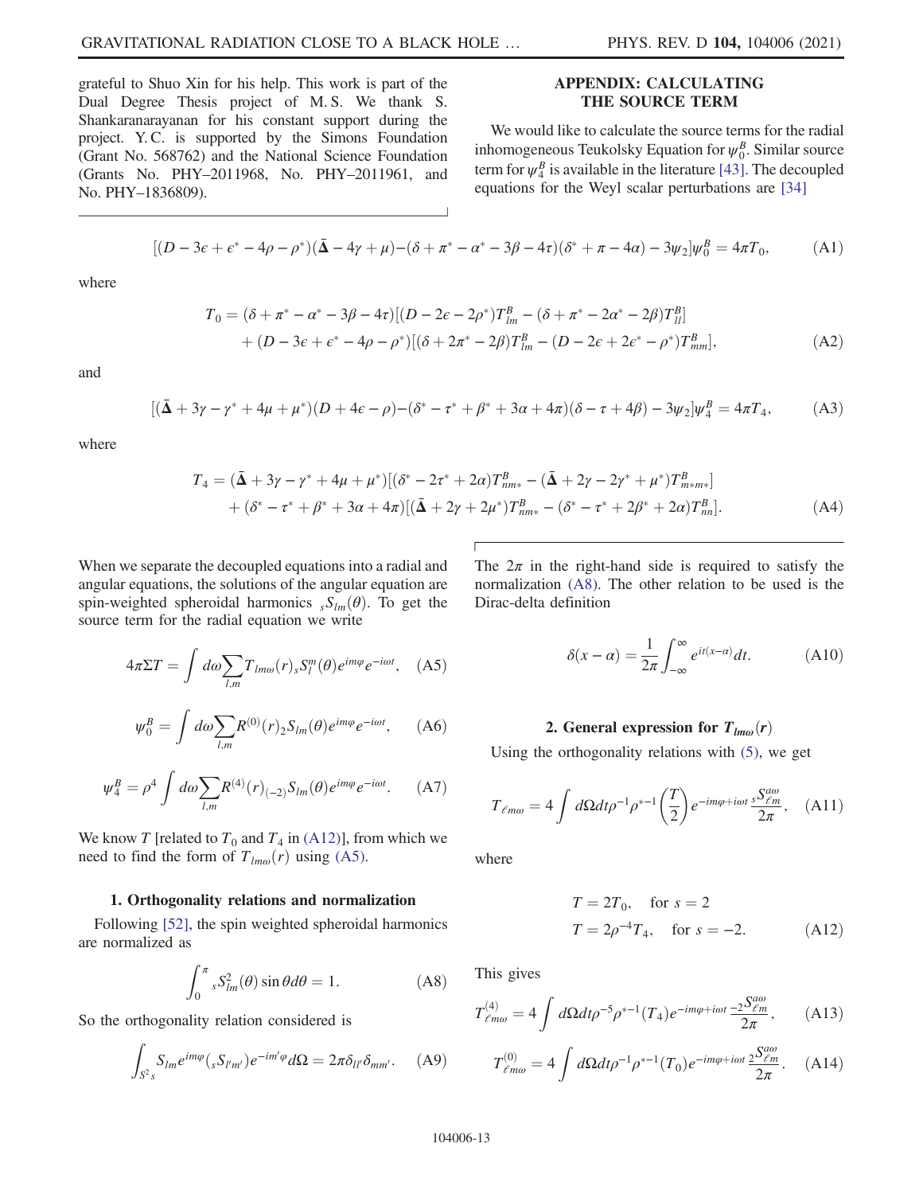grateful to Shuo Xin for his help. This work is part of the Dual Degree Thesis project of M. S. We thank S. Shankaranarayanan for his constant support during the project. Y. C. is supported by the Simons Foundation (Grant No. 568762) and the National Science Foundation (Grants No. PHY–2011968, No. PHY–2011961, and No. PHY–1836809).

## APPENDIX: CALCULATING THE SOURCE TERM

We would like to calculate the source terms for the radial inhomogeneous Teukolsky Equation for $\psi_0^B$. Similar source term for $\psi_4^B$ is available in the literature [43]. The decoupled equations for the Weyl scalar perturbations are [34]

$$[(D-3\epsilon+\epsilon^*-4\rho-\rho^*)(\bar{\mathbf{\Delta}}-4\gamma+\mu)-(\delta+\pi^*-\alpha^*-3\beta-4\tau)(\delta^*+\pi-4\alpha)-3\psi_2]\psi_0^B=4\pi T_0, \tag{A1}$$

where

$$\begin{aligned}T_0=&(\delta+\pi^*-\alpha^*-3\beta-4\tau)[(D-2\epsilon-2\rho^*)T_{lm}^B-(\delta+\pi^*-2\alpha^*-2\beta)T_{ll}^B]\\&+(D-3\epsilon+\epsilon^*-4\rho-\rho^*)[(\delta+2\pi^*-2\beta)T_{lm}^B-(D-2\epsilon+2\epsilon^*-\rho^*)T_{mm}^B],\end{aligned} \tag{A2}$$

and

$$[(\bar{\mathbf{\Delta}}+3\gamma-\gamma^*+4\mu+\mu^*)(D+4\epsilon-\rho)-(\delta^*-\tau^*+\beta^*+3\alpha+4\pi)(\delta-\tau+4\beta)-3\psi_2]\psi_4^B=4\pi T_4, \tag{A3}$$

where

$$\begin{aligned}T_4=&(\bar{\mathbf{\Delta}}+3\gamma-\gamma^*+4\mu+\mu^*)[(\delta^*-2\tau^*+2\alpha)T_{nm*}^B-(\bar{\mathbf{\Delta}}+2\gamma-2\gamma^*+\mu^*)T_{m*m*}^B]\\&+(\delta^*-\tau^*+\beta^*+3\alpha+4\pi)[(\bar{\mathbf{\Delta}}+2\gamma+2\mu^*)T_{nm*}^B-(\delta^*-\tau^*+2\beta^*+2\alpha)T_{nn}^B].\end{aligned} \tag{A4}$$

When we separate the decoupled equations into a radial and angular equations, the solutions of the angular equation are spin-weighted spheroidal harmonics ${}_sS_{lm}(\theta)$. To get the source term for the radial equation we write

$$4\pi\Sigma T=\int d\omega\sum_{l,m}T_{lm\omega}(r)\,{}_sS_l^m(\theta)e^{im\varphi}e^{-i\omega t}, \tag{A5}$$

$$\psi_0^B=\int d\omega\sum_{l,m}R^{(0)}(r)\,{}_2S_{lm}(\theta)e^{im\varphi}e^{-i\omega t}, \tag{A6}$$

$$\psi_4^B=\rho^4\int d\omega\sum_{l,m}R^{(4)}(r)\,{}_{(-2)}S_{lm}(\theta)e^{im\varphi}e^{-i\omega t}. \tag{A7}$$

We know $T$ [related to $T_0$ and $T_4$ in (A12)], from which we need to find the form of $T_{lm\omega}(r)$ using (A5).

### 1. Orthogonality relations and normalization

Following [52], the spin weighted spheroidal harmonics are normalized as

$$\int_0^\pi {}_sS_{lm}^2(\theta)\sin\theta d\theta=1. \tag{A8}$$

So the orthogonality relation considered is

$$\int_{S^2}{}_sS_{lm}e^{im\varphi}({}_sS_{l'm'})e^{-im'\varphi}d\Omega=2\pi\delta_{ll'}\delta_{mm'}. \tag{A9}$$

The $2\pi$ in the right-hand side is required to satisfy the normalization (A8). The other relation to be used is the Dirac-delta definition

$$\delta(x-\alpha)=\frac{1}{2\pi}\int_{-\infty}^{\infty}e^{it(x-\alpha)}dt. \tag{A10}$$

### 2. General expression for $T_{lm\omega}(r)$

Using the orthogonality relations with (5), we get

$$T_{\ell m\omega}=4\int d\Omega dt\rho^{-1}\rho^{*-1}\left(\frac{T}{2}\right)e^{-im\varphi+i\omega t}\frac{{}_sS_{\ell m}^{a\omega}}{2\pi}, \tag{A11}$$

where

$$\begin{aligned}T&=2T_0,\quad \text{for } s=2\\T&=2\rho^{-4}T_4,\quad \text{for } s=-2.\end{aligned} \tag{A12}$$

This gives

$$T_{\ell m\omega}^{(4)}=4\int d\Omega dt\rho^{-5}\rho^{*-1}(T_4)e^{-im\varphi+i\omega t}\frac{{}_{-2}S_{\ell m}^{a\omega}}{2\pi}, \tag{A13}$$

$$T_{\ell m\omega}^{(0)}=4\int d\Omega dt\rho^{-1}\rho^{*-1}(T_0)e^{-im\varphi+i\omega t}\frac{{}_2S_{\ell m}^{a\omega}}{2\pi}. \tag{A14}$$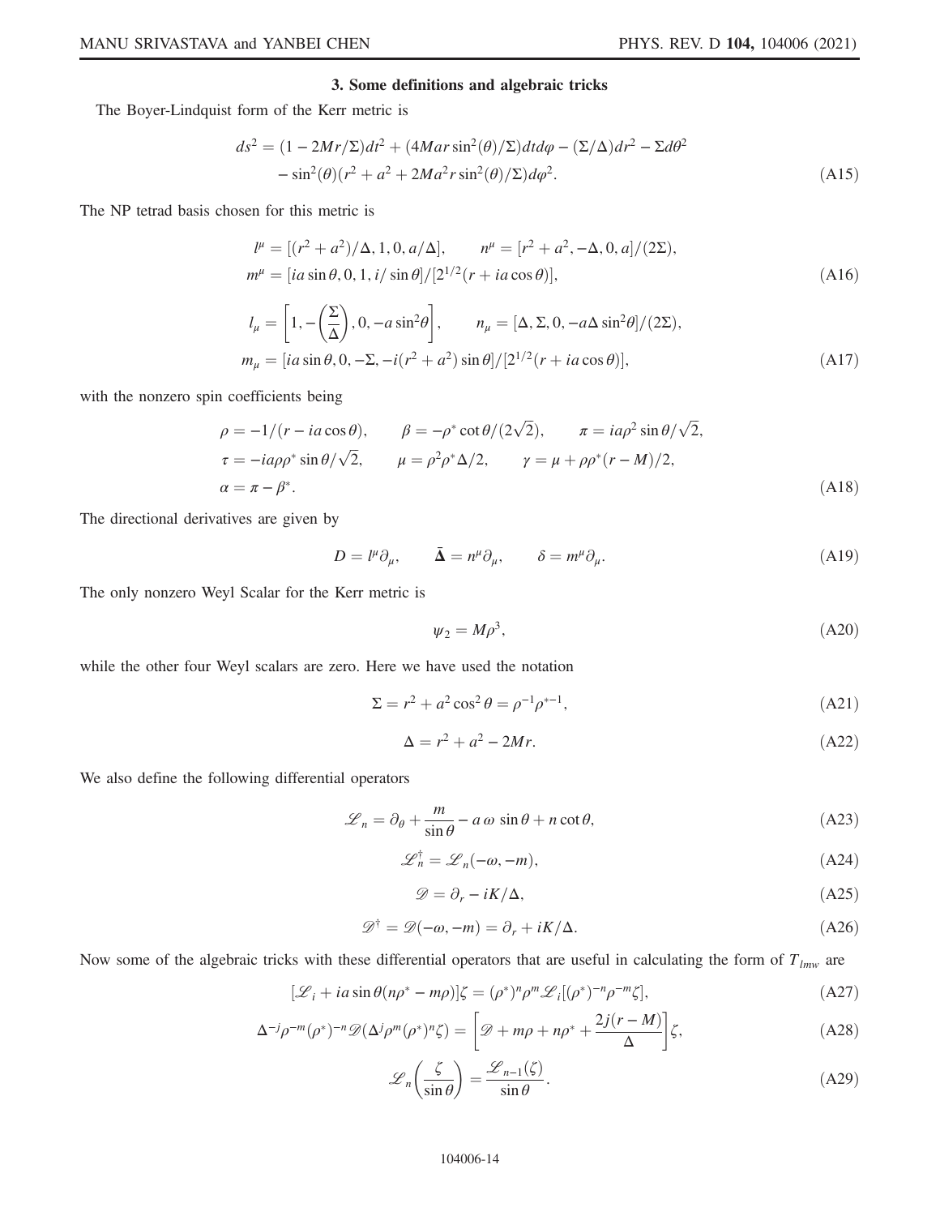### 3. Some definitions and algebraic tricks

The Boyer-Lindquist form of the Kerr metric is

$$
\begin{aligned}
ds^2 = {} & (1 - 2Mr/\Sigma)dt^2 + (4Mar\sin^2(\theta)/\Sigma)dtd\varphi - (\Sigma/\Delta)dr^2 - \Sigma d\theta^2 \\
& - \sin^2(\theta)(r^2 + a^2 + 2Ma^2 r \sin^2(\theta)/\Sigma)d\varphi^2.
\end{aligned} \tag{A15}
$$

The NP tetrad basis chosen for this metric is

$$
\begin{aligned}
& l^\mu = [(r^2 + a^2)/\Delta, 1, 0, a/\Delta], \qquad n^\mu = [r^2 + a^2, -\Delta, 0, a]/(2\Sigma), \\
& m^\mu = [ia\sin\theta, 0, 1, i/\sin\theta]/[2^{1/2}(r + ia\cos\theta)],
\end{aligned} \tag{A16}
$$

$$
\begin{aligned}
& l_\mu = \left[1, -\left(\frac{\Sigma}{\Delta}\right), 0, -a\sin^2\theta\right], \qquad n_\mu = [\Delta, \Sigma, 0, -a\Delta\sin^2\theta]/(2\Sigma), \\
& m_\mu = [ia\sin\theta, 0, -\Sigma, -i(r^2 + a^2)\sin\theta]/[2^{1/2}(r + ia\cos\theta)],
\end{aligned} \tag{A17}
$$

with the nonzero spin coefficients being

$$
\begin{aligned}
& \rho = -1/(r - ia\cos\theta), \qquad \beta = -\rho^*\cot\theta/(2\sqrt{2}), \qquad \pi = ia\rho^2\sin\theta/\sqrt{2}, \\
& \tau = -ia\rho\rho^*\sin\theta/\sqrt{2}, \qquad \mu = \rho^2\rho^*\Delta/2, \qquad \gamma = \mu + \rho\rho^*(r - M)/2, \\
& \alpha = \pi - \beta^*.
\end{aligned} \tag{A18}
$$

The directional derivatives are given by

$$
D = l^\mu \partial_\mu, \qquad \bar{\mathbf{\Delta}} = n^\mu \partial_\mu, \qquad \delta = m^\mu \partial_\mu. \tag{A19}
$$

The only nonzero Weyl Scalar for the Kerr metric is

$$
\psi_2 = M\rho^3, \tag{A20}
$$

while the other four Weyl scalars are zero. Here we have used the notation

$$
\Sigma = r^2 + a^2\cos^2\theta = \rho^{-1}\rho^{*-1}, \tag{A21}
$$

$$
\Delta = r^2 + a^2 - 2Mr. \tag{A22}
$$

We also define the following differential operators

$$
\mathscr{L}_n = \partial_\theta + \frac{m}{\sin\theta} - a\,\omega\,\sin\theta + n\cot\theta, \tag{A23}
$$

$$
\mathscr{L}_n^\dagger = \mathscr{L}_n(-\omega, -m), \tag{A24}
$$

$$
\mathscr{D} = \partial_r - iK/\Delta, \tag{A25}
$$

$$
\mathscr{D}^\dagger = \mathscr{D}(-\omega, -m) = \partial_r + iK/\Delta. \tag{A26}
$$

Now some of the algebraic tricks with these differential operators that are useful in calculating the form of $T_{lmw}$ are

$$
[\mathscr{L}_i + ia\sin\theta(n\rho^* - m\rho)]\zeta = (\rho^*)^n\rho^m\mathscr{L}_i[(\rho^*)^{-n}\rho^{-m}\zeta], \tag{A27}
$$

$$
\Delta^{-j}\rho^{-m}(\rho^*)^{-n}\mathscr{D}(\Delta^j\rho^m(\rho^*)^n\zeta) = \left[\mathscr{D} + m\rho + n\rho^* + \frac{2j(r - M)}{\Delta}\right]\zeta, \tag{A28}
$$

$$
\mathscr{L}_n\left(\frac{\zeta}{\sin\theta}\right) = \frac{\mathscr{L}_{n-1}(\zeta)}{\sin\theta}. \tag{A29}
$$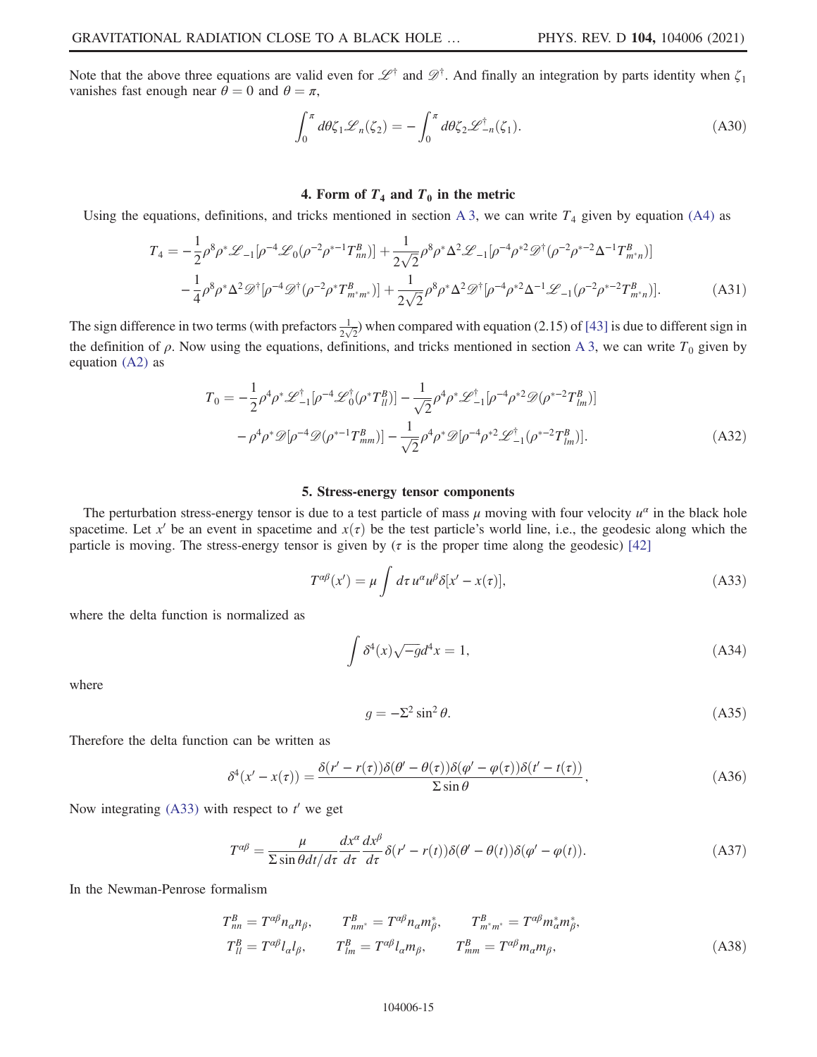Note that the above three equations are valid even for $\mathscr{L}^\dagger$ and $\mathscr{D}^\dagger$. And finally an integration by parts identity when $\zeta_1$ vanishes fast enough near $\theta = 0$ and $\theta = \pi$,

$$\int_0^\pi d\theta \zeta_1 \mathscr{L}_n(\zeta_2) = -\int_0^\pi d\theta \zeta_2 \mathscr{L}^\dagger_{-n}(\zeta_1). \tag{A30}$$

### 4. Form of $T_4$ and $T_0$ in the metric

Using the equations, definitions, and tricks mentioned in section A 3, we can write $T_4$ given by equation (A4) as

$$\begin{aligned}
T_4 = & -\frac{1}{2}\rho^8\rho^*\mathscr{L}_{-1}[\rho^{-4}\mathscr{L}_0(\rho^{-2}\rho^{*-1}T^B_{nn})] + \frac{1}{2\sqrt{2}}\rho^8\rho^*\Delta^2\mathscr{L}_{-1}[\rho^{-4}\rho^{*2}\mathscr{D}^\dagger(\rho^{-2}\rho^{*-2}\Delta^{-1}T^B_{m^*n})] \\
& -\frac{1}{4}\rho^8\rho^*\Delta^2\mathscr{D}^\dagger[\rho^{-4}\mathscr{D}^\dagger(\rho^{-2}\rho^* T^B_{m^*m^*})] + \frac{1}{2\sqrt{2}}\rho^8\rho^*\Delta^2\mathscr{D}^\dagger[\rho^{-4}\rho^{*2}\Delta^{-1}\mathscr{L}_{-1}(\rho^{-2}\rho^{*-2}T^B_{m^*n})].
\end{aligned} \tag{A31}$$

The sign difference in two terms (with prefactors $\frac{1}{2\sqrt{2}}$) when compared with equation (2.15) of [43] is due to different sign in the definition of $\rho$. Now using the equations, definitions, and tricks mentioned in section A 3, we can write $T_0$ given by equation (A2) as

$$\begin{aligned}
T_0 = & -\frac{1}{2}\rho^4\rho^*\mathscr{L}^\dagger_{-1}[\rho^{-4}\mathscr{L}^\dagger_0(\rho^* T^B_{ll})] - \frac{1}{\sqrt{2}}\rho^4\rho^*\mathscr{L}^\dagger_{-1}[\rho^{-4}\rho^{*2}\mathscr{D}(\rho^{*-2}T^B_{lm})] \\
& -\rho^4\rho^*\mathscr{D}[\rho^{-4}\mathscr{D}(\rho^{*-1}T^B_{mm})] - \frac{1}{\sqrt{2}}\rho^4\rho^*\mathscr{D}[\rho^{-4}\rho^{*2}\mathscr{L}^\dagger_{-1}(\rho^{*-2}T^B_{lm})].
\end{aligned} \tag{A32}$$

### 5. Stress-energy tensor components

The perturbation stress-energy tensor is due to a test particle of mass $\mu$ moving with four velocity $u^\alpha$ in the black hole spacetime. Let $x'$ be an event in spacetime and $x(\tau)$ be the test particle's world line, i.e., the geodesic along which the particle is moving. The stress-energy tensor is given by ($\tau$ is the proper time along the geodesic) [42]

$$T^{\alpha\beta}(x') = \mu \int d\tau\, u^\alpha u^\beta \delta[x' - x(\tau)], \tag{A33}$$

where the delta function is normalized as

$$\int \delta^4(x)\sqrt{-g}d^4x = 1, \tag{A34}$$

where

$$g = -\Sigma^2 \sin^2\theta. \tag{A35}$$

Therefore the delta function can be written as

$$\delta^4(x' - x(\tau)) = \frac{\delta(r' - r(\tau))\delta(\theta' - \theta(\tau))\delta(\varphi' - \varphi(\tau))\delta(t' - t(\tau))}{\Sigma \sin\theta}, \tag{A36}$$

Now integrating (A33) with respect to $t'$ we get

$$T^{\alpha\beta} = \frac{\mu}{\Sigma \sin\theta dt/d\tau}\frac{dx^\alpha}{d\tau}\frac{dx^\beta}{d\tau}\delta(r' - r(t))\delta(\theta' - \theta(t))\delta(\varphi' - \varphi(t)). \tag{A37}$$

In the Newman-Penrose formalism

$$\begin{aligned}
&T^B_{nn} = T^{\alpha\beta}n_\alpha n_\beta, \qquad T^B_{nm^*} = T^{\alpha\beta}n_\alpha m^*_\beta, \qquad T^B_{m^*m^*} = T^{\alpha\beta}m^*_\alpha m^*_\beta, \\
&T^B_{ll} = T^{\alpha\beta}l_\alpha l_\beta, \qquad T^B_{lm} = T^{\alpha\beta}l_\alpha m_\beta, \qquad T^B_{mm} = T^{\alpha\beta}m_\alpha m_\beta,
\end{aligned} \tag{A38}$$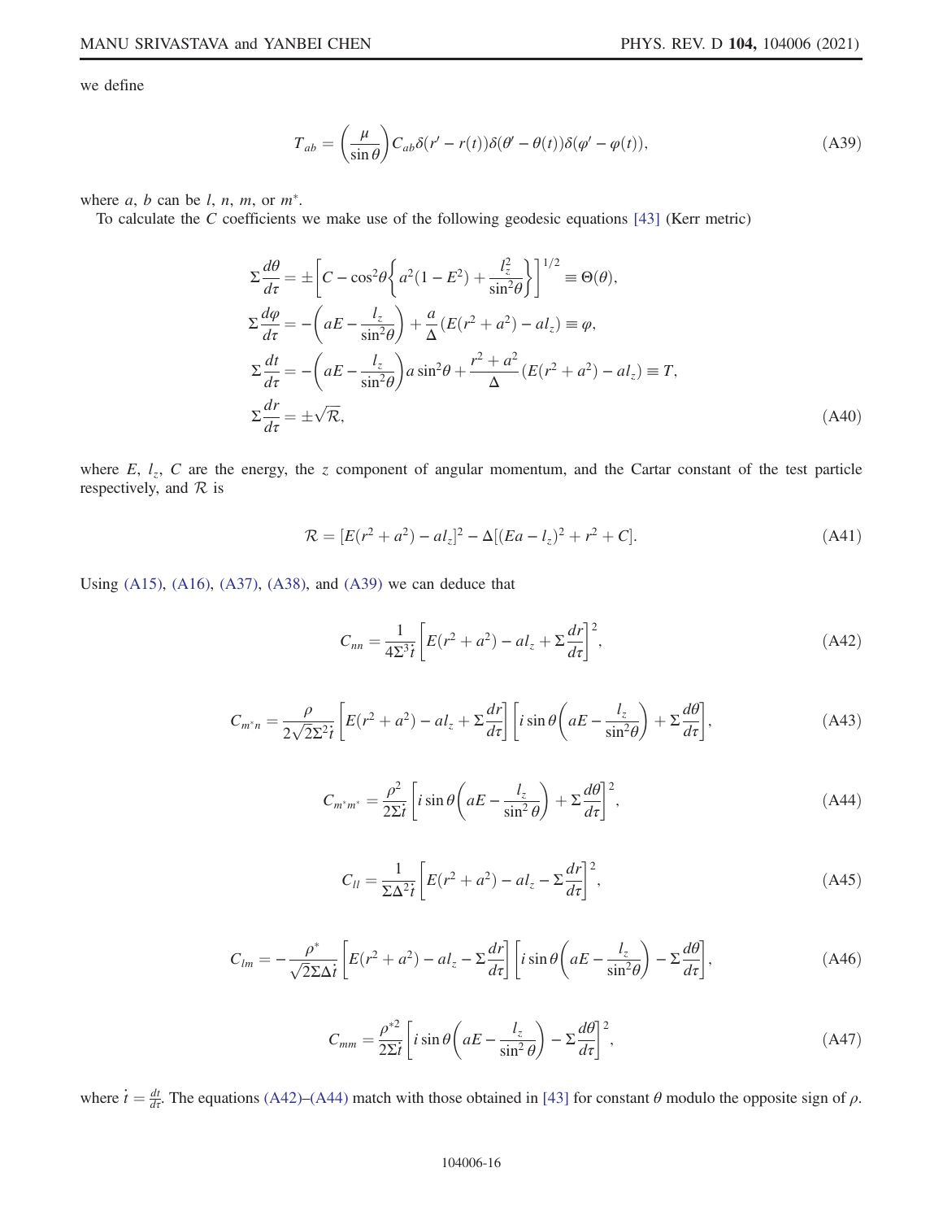we define

$$T_{ab} = \left(\frac{\mu}{\sin\theta}\right) C_{ab} \delta(r' - r(t)) \delta(\theta' - \theta(t)) \delta(\varphi' - \varphi(t)), \tag{A39}$$

where $a$, $b$ can be $l$, $n$, $m$, or $m^*$.

To calculate the $C$ coefficients we make use of the following geodesic equations [43] (Kerr metric)

$$\begin{aligned}
\Sigma \frac{d\theta}{d\tau} &= \pm\left[C - \cos^2\theta\left\{a^2(1 - E^2) + \frac{l_z^2}{\sin^2\theta}\right\}\right]^{1/2} \equiv \Theta(\theta), \\
\Sigma \frac{d\varphi}{d\tau} &= -\left(aE - \frac{l_z}{\sin^2\theta}\right) + \frac{a}{\Delta}(E(r^2 + a^2) - a l_z) \equiv \varphi, \\
\Sigma \frac{dt}{d\tau} &= -\left(aE - \frac{l_z}{\sin^2\theta}\right) a \sin^2\theta + \frac{r^2 + a^2}{\Delta}(E(r^2 + a^2) - a l_z) \equiv T, \\
\Sigma \frac{dr}{d\tau} &= \pm\sqrt{\mathcal{R}},
\end{aligned} \tag{A40}$$

where $E$, $l_z$, $C$ are the energy, the $z$ component of angular momentum, and the Cartar constant of the test particle respectively, and $\mathcal{R}$ is

$$\mathcal{R} = [E(r^2 + a^2) - a l_z]^2 - \Delta[(Ea - l_z)^2 + r^2 + C]. \tag{A41}$$

Using (A15), (A16), (A37), (A38), and (A39) we can deduce that

$$C_{nn} = \frac{1}{4\Sigma^3 \dot{t}}\left[E(r^2 + a^2) - a l_z + \Sigma \frac{dr}{d\tau}\right]^2, \tag{A42}$$

$$C_{m^* n} = \frac{\rho}{2\sqrt{2}\Sigma^2 \dot{t}}\left[E(r^2 + a^2) - a l_z + \Sigma \frac{dr}{d\tau}\right]\left[i \sin\theta\left(aE - \frac{l_z}{\sin^2\theta}\right) + \Sigma \frac{d\theta}{d\tau}\right], \tag{A43}$$

$$C_{m^* m^*} = \frac{\rho^2}{2\Sigma \dot{t}}\left[i \sin\theta\left(aE - \frac{l_z}{\sin^2\theta}\right) + \Sigma \frac{d\theta}{d\tau}\right]^2, \tag{A44}$$

$$C_{ll} = \frac{1}{\Sigma \Delta^2 \dot{t}}\left[E(r^2 + a^2) - a l_z - \Sigma \frac{dr}{d\tau}\right]^2, \tag{A45}$$

$$C_{lm} = -\frac{\rho^*}{\sqrt{2}\Sigma \Delta \dot{t}}\left[E(r^2 + a^2) - a l_z - \Sigma \frac{dr}{d\tau}\right]\left[i \sin\theta\left(aE - \frac{l_z}{\sin^2\theta}\right) - \Sigma \frac{d\theta}{d\tau}\right], \tag{A46}$$

$$C_{mm} = \frac{\rho^{*2}}{2\Sigma \dot{t}}\left[i \sin\theta\left(aE - \frac{l_z}{\sin^2\theta}\right) - \Sigma \frac{d\theta}{d\tau}\right]^2, \tag{A47}$$

where $\dot{t} = \frac{dt}{d\tau}$. The equations (A42)–(A44) match with those obtained in [43] for constant $\theta$ modulo the opposite sign of $\rho$.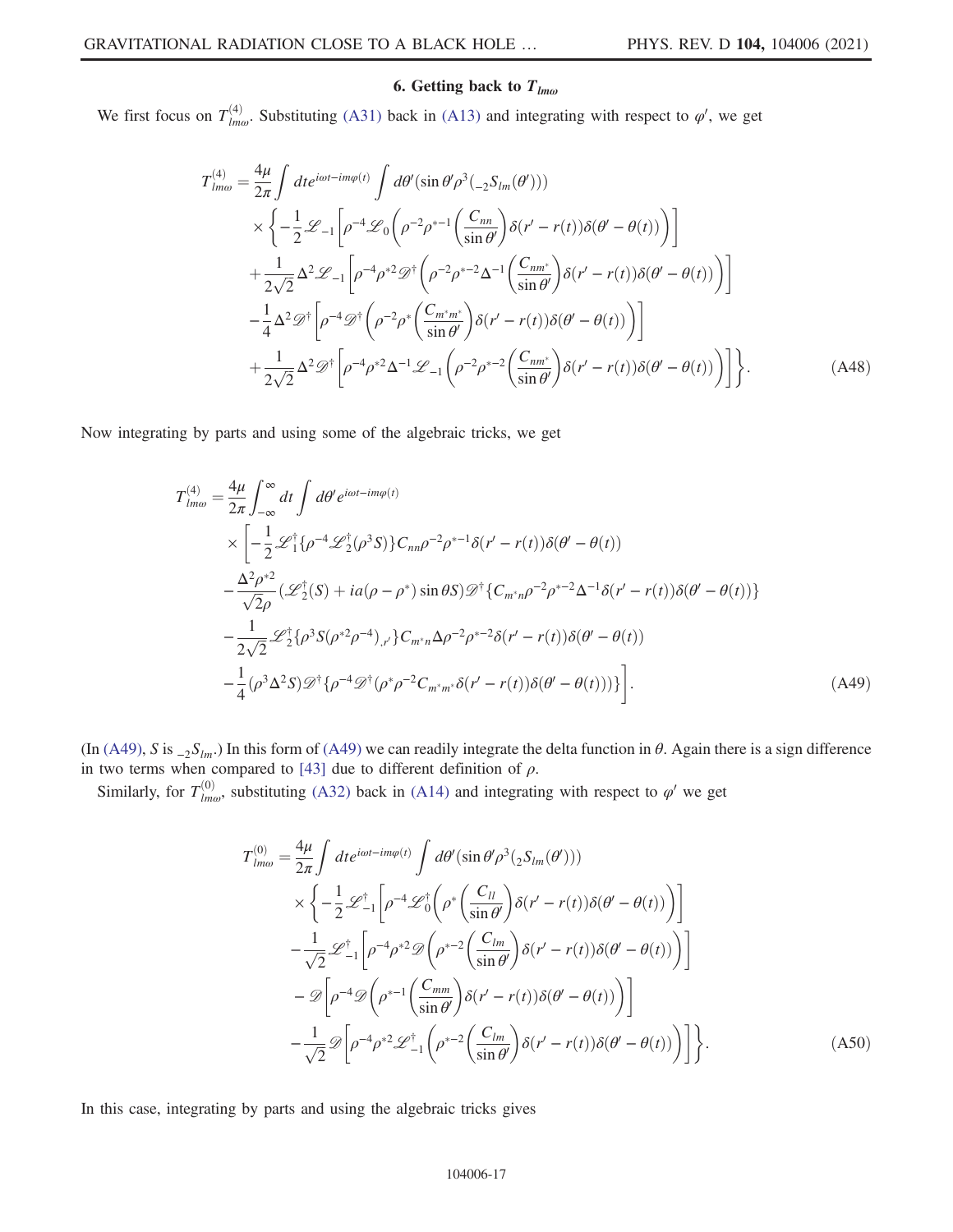### 6. Getting back to $T_{lm\omega}$

We first focus on $T^{(4)}_{lm\omega}$. Substituting (A31) back in (A13) and integrating with respect to $\varphi'$, we get

$$
\begin{aligned}
T^{(4)}_{lm\omega} = \frac{4\mu}{2\pi}\int dt e^{i\omega t - im\varphi(t)} \int d\theta' (\sin\theta' \rho^3 ({}_{-2}S_{lm}(\theta')))
&\times \bigg\{ -\frac{1}{2}\mathscr{L}_{-1}\left[\rho^{-4}\mathscr{L}_0\left(\rho^{-2}\rho^{*-1}\left(\frac{C_{nn}}{\sin\theta'}\right)\delta(r'-r(t))\delta(\theta'-\theta(t))\right)\right] \\
&+ \frac{1}{2\sqrt{2}}\Delta^2 \mathscr{L}_{-1}\left[\rho^{-4}\rho^{*2}\mathscr{D}^{\dagger}\left(\rho^{-2}\rho^{*-2}\Delta^{-1}\left(\frac{C_{nm^*}}{\sin\theta'}\right)\delta(r'-r(t))\delta(\theta'-\theta(t))\right)\right] \\
&- \frac{1}{4}\Delta^2 \mathscr{D}^{\dagger}\left[\rho^{-4}\mathscr{D}^{\dagger}\left(\rho^{-2}\rho^{*}\left(\frac{C_{m^*m^*}}{\sin\theta'}\right)\delta(r'-r(t))\delta(\theta'-\theta(t))\right)\right] \\
&+ \frac{1}{2\sqrt{2}}\Delta^2 \mathscr{D}^{\dagger}\left[\rho^{-4}\rho^{*2}\Delta^{-1}\mathscr{L}_{-1}\left(\rho^{-2}\rho^{*-2}\left(\frac{C_{nm^*}}{\sin\theta'}\right)\delta(r'-r(t))\delta(\theta'-\theta(t))\right)\right]\bigg\}. \qquad \text{(A48)}
\end{aligned}
$$

Now integrating by parts and using some of the algebraic tricks, we get

$$
\begin{aligned}
T^{(4)}_{lm\omega} = \frac{4\mu}{2\pi}\int_{-\infty}^{\infty} dt \int d\theta' e^{i\omega t - im\varphi(t)}
&\times \bigg[ -\frac{1}{2}\mathscr{L}_1^{\dagger}\{\rho^{-4}\mathscr{L}_2^{\dagger}(\rho^3 S)\} C_{nn}\rho^{-2}\rho^{*-1}\delta(r'-r(t))\delta(\theta'-\theta(t)) \\
&- \frac{\Delta^2\rho^{*2}}{\sqrt{2}\rho}(\mathscr{L}_2^{\dagger}(S) + ia(\rho-\rho^*)\sin\theta S)\mathscr{D}^{\dagger}\{C_{m^*n}\rho^{-2}\rho^{*-2}\Delta^{-1}\delta(r'-r(t))\delta(\theta'-\theta(t))\} \\
&- \frac{1}{2\sqrt{2}}\mathscr{L}_2^{\dagger}\{\rho^3 S(\rho^{*2}\rho^{-4})_{,r'}\} C_{m^*n}\Delta\rho^{-2}\rho^{*-2}\delta(r'-r(t))\delta(\theta'-\theta(t)) \\
&- \frac{1}{4}(\rho^3\Delta^2 S)\mathscr{D}^{\dagger}\{\rho^{-4}\mathscr{D}^{\dagger}(\rho^*\rho^{-2}C_{m^*m^*}\delta(r'-r(t))\delta(\theta'-\theta(t)))\}\bigg]. \qquad \text{(A49)}
\end{aligned}
$$

(In (A49), $S$ is ${}_{-2}S_{lm}$.) In this form of (A49) we can readily integrate the delta function in $\theta$. Again there is a sign difference in two terms when compared to [43] due to different definition of $\rho$.

Similarly, for $T^{(0)}_{lm\omega}$, substituting (A32) back in (A14) and integrating with respect to $\varphi'$ we get

$$
\begin{aligned}
T^{(0)}_{lm\omega} = \frac{4\mu}{2\pi}\int dt e^{i\omega t - im\varphi(t)} \int d\theta' (\sin\theta' \rho^3 ({}_{2}S_{lm}(\theta')))
&\times \bigg\{ -\frac{1}{2}\mathscr{L}_{-1}^{\dagger}\left[\rho^{-4}\mathscr{L}_0^{\dagger}\left(\rho^{*}\left(\frac{C_{ll}}{\sin\theta'}\right)\delta(r'-r(t))\delta(\theta'-\theta(t))\right)\right] \\
&- \frac{1}{\sqrt{2}}\mathscr{L}_{-1}^{\dagger}\left[\rho^{-4}\rho^{*2}\mathscr{D}\left(\rho^{*-2}\left(\frac{C_{lm}}{\sin\theta'}\right)\delta(r'-r(t))\delta(\theta'-\theta(t))\right)\right] \\
&- \mathscr{D}\left[\rho^{-4}\mathscr{D}\left(\rho^{*-1}\left(\frac{C_{mm}}{\sin\theta'}\right)\delta(r'-r(t))\delta(\theta'-\theta(t))\right)\right] \\
&- \frac{1}{\sqrt{2}}\mathscr{D}\left[\rho^{-4}\rho^{*2}\mathscr{L}_{-1}^{\dagger}\left(\rho^{*-2}\left(\frac{C_{lm}}{\sin\theta'}\right)\delta(r'-r(t))\delta(\theta'-\theta(t))\right)\right]\bigg\}. \qquad \text{(A50)}
\end{aligned}
$$

In this case, integrating by parts and using the algebraic tricks gives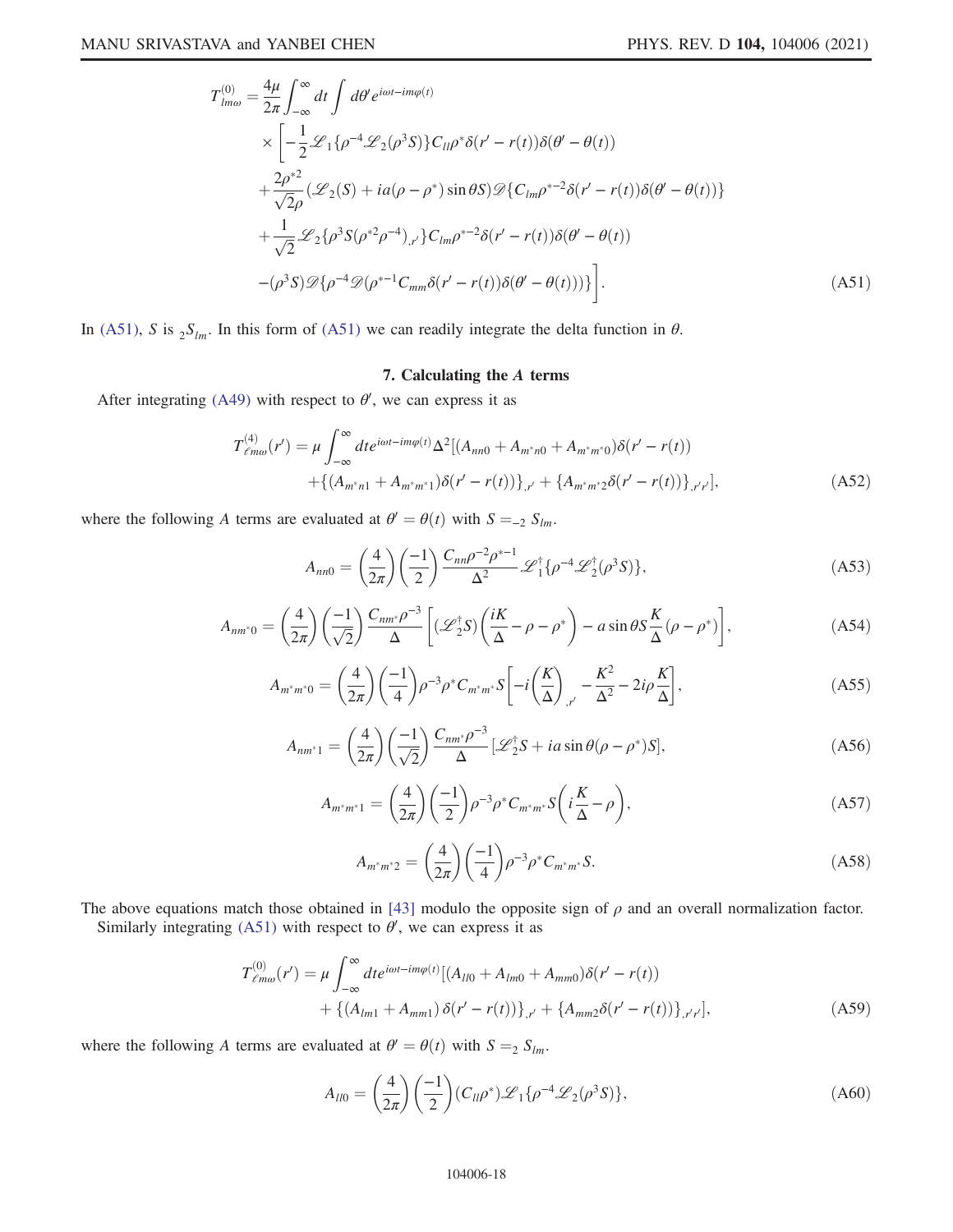$$
\begin{aligned}
T^{(0)}_{lm\omega} = \frac{4\mu}{2\pi}\int_{-\infty}^{\infty} dt \int d\theta' e^{i\omega t - im\varphi(t)} \\
&\times \Bigg[-\frac{1}{2}\mathscr{L}_1\{\rho^{-4}\mathscr{L}_2(\rho^3 S)\}C_{ll}\rho^*\delta(r'-r(t))\delta(\theta'-\theta(t)) \\
&+\frac{2\rho^{*2}}{\sqrt{2}\rho}(\mathscr{L}_2(S) + ia(\rho-\rho^*)\sin\theta S)\mathscr{D}\{C_{lm}\rho^{*-2}\delta(r'-r(t))\delta(\theta'-\theta(t))\} \\
&+\frac{1}{\sqrt{2}}\mathscr{L}_2\{\rho^3 S(\rho^{*2}\rho^{-4})_{,r'}\}C_{lm}\rho^{*-2}\delta(r'-r(t))\delta(\theta'-\theta(t)) \\
&-(\rho^3 S)\mathscr{D}\{\rho^{-4}\mathscr{D}(\rho^{*-1}C_{mm}\delta(r'-r(t))\delta(\theta'-\theta(t)))\}\Bigg]. \qquad \text{(A51)}
\end{aligned}
$$

In (A51), $S$ is ${}_2S_{lm}$. In this form of (A51) we can readily integrate the delta function in $\theta$.

### 7. Calculating the $A$ terms

After integrating (A49) with respect to $\theta'$, we can express it as

$$
\begin{aligned}
T^{(4)}_{\ell m\omega}(r') = \mu\int_{-\infty}^{\infty} dt e^{i\omega t - im\varphi(t)}\Delta^2[(A_{nn0} + A_{m^*n0} + A_{m^*m^*0})\delta(r'-r(t)) \\
&+\{(A_{m^*n1} + A_{m^*m^*1})\delta(r'-r(t))\}_{,r'} + \{A_{m^*m^*2}\delta(r'-r(t))\}_{,r'r'}], \qquad \text{(A52)}
\end{aligned}
$$

where the following $A$ terms are evaluated at $\theta' = \theta(t)$ with $S = {}_{-2}S_{lm}$.

$$
A_{nn0} = \left(\frac{4}{2\pi}\right)\left(\frac{-1}{2}\right)\frac{C_{nn}\rho^{-2}\rho^{*-1}}{\Delta^2}\mathscr{L}_1^\dagger\{\rho^{-4}\mathscr{L}_2^\dagger(\rho^3 S)\}, \qquad \text{(A53)}
$$

$$
A_{nm^*0} = \left(\frac{4}{2\pi}\right)\left(\frac{-1}{\sqrt{2}}\right)\frac{C_{nm^*}\rho^{-3}}{\Delta}\left[(\mathscr{L}_2^\dagger S)\left(\frac{iK}{\Delta} - \rho - \rho^*\right) - a\sin\theta S\frac{K}{\Delta}(\rho-\rho^*)\right], \qquad \text{(A54)}
$$

$$
A_{m^*m^*0} = \left(\frac{4}{2\pi}\right)\left(\frac{-1}{4}\right)\rho^{-3}\rho^* C_{m^*m^*}S\left[-i\left(\frac{K}{\Delta}\right)_{,r'} - \frac{K^2}{\Delta^2} - 2i\rho\frac{K}{\Delta}\right], \qquad \text{(A55)}
$$

$$
A_{nm^*1} = \left(\frac{4}{2\pi}\right)\left(\frac{-1}{\sqrt{2}}\right)\frac{C_{nm^*}\rho^{-3}}{\Delta}[\mathscr{L}_2^\dagger S + ia\sin\theta(\rho-\rho^*)S], \qquad \text{(A56)}
$$

$$
A_{m^*m^*1} = \left(\frac{4}{2\pi}\right)\left(\frac{-1}{2}\right)\rho^{-3}\rho^* C_{m^*m^*}S\left(i\frac{K}{\Delta} - \rho\right), \qquad \text{(A57)}
$$

$$
A_{m^*m^*2} = \left(\frac{4}{2\pi}\right)\left(\frac{-1}{4}\right)\rho^{-3}\rho^* C_{m^*m^*}S. \qquad \text{(A58)}
$$

The above equations match those obtained in [43] modulo the opposite sign of $\rho$ and an overall normalization factor.

Similarly integrating (A51) with respect to $\theta'$, we can express it as

$$
\begin{aligned}
T^{(0)}_{\ell m\omega}(r') = \mu\int_{-\infty}^{\infty} dt e^{i\omega t - im\varphi(t)}[(A_{ll0} + A_{lm0} + A_{mm0})\delta(r'-r(t)) \\
&+ \{(A_{lm1} + A_{mm1})\delta(r'-r(t))\}_{,r'} + \{A_{mm2}\delta(r'-r(t))\}_{,r'r'}], \qquad \text{(A59)}
\end{aligned}
$$

where the following $A$ terms are evaluated at $\theta' = \theta(t)$ with $S = {}_2S_{lm}$.

$$
A_{ll0} = \left(\frac{4}{2\pi}\right)\left(\frac{-1}{2}\right)(C_{ll}\rho^*)\mathscr{L}_1\{\rho^{-4}\mathscr{L}_2(\rho^3 S)\}, \qquad \text{(A60)}
$$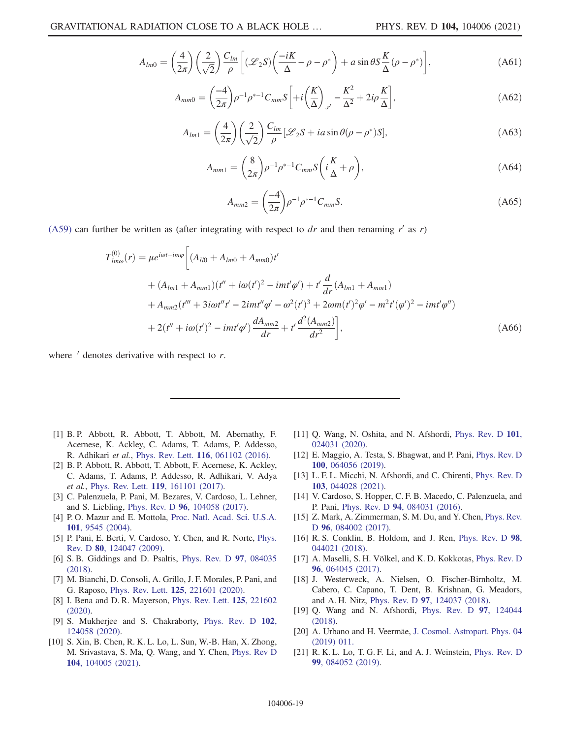$$A_{lm0} = \left(\frac{4}{2\pi}\right)\left(\frac{2}{\sqrt{2}}\right)\frac{C_{lm}}{\rho}\left[(\mathscr{L}_2 S)\left(\frac{-iK}{\Delta} - \rho - \rho^*\right) + a\sin\theta S\frac{K}{\Delta}(\rho - \rho^*)\right], \tag{A61}$$

$$A_{mm0} = \left(\frac{-4}{2\pi}\right)\rho^{-1}\rho^{*-1}C_{mm}S\left[+i\left(\frac{K}{\Delta}\right)_{,r'} - \frac{K^2}{\Delta^2} + 2i\rho\frac{K}{\Delta}\right], \tag{A62}$$

$$A_{lm1} = \left(\frac{4}{2\pi}\right)\left(\frac{2}{\sqrt{2}}\right)\frac{C_{lm}}{\rho}[\mathscr{L}_2 S + ia\sin\theta(\rho - \rho^*)S], \tag{A63}$$

$$A_{mm1} = \left(\frac{8}{2\pi}\right)\rho^{-1}\rho^{*-1}C_{mm}S\left(i\frac{K}{\Delta} + \rho\right), \tag{A64}$$

$$A_{mm2} = \left(\frac{-4}{2\pi}\right)\rho^{-1}\rho^{*-1}C_{mm}S. \tag{A65}$$

(A59) can further be written as (after integrating with respect to $dr$ and then renaming $r'$ as $r$)

$$\begin{aligned}
T^{(0)}_{lm\omega}(r) = \mu e^{i\omega t - im\varphi}\Bigg[&(A_{ll0} + A_{lm0} + A_{mm0})t' \\
&+ (A_{lm1} + A_{mm1})(t'' + i\omega(t')^2 - imt'\varphi') + t'\frac{d}{dr}(A_{lm1} + A_{mm1}) \\
&+ A_{mm2}(t''' + 3i\omega t''t' - 2imt''\varphi' - \omega^2(t')^3 + 2\omega m(t')^2\varphi' - m^2 t'(\varphi')^2 - imt'\varphi'') \\
&+ 2(t'' + i\omega(t')^2 - imt'\varphi')\frac{dA_{mm2}}{dr} + t'\frac{d^2(A_{mm2})}{dr^2}\Bigg],
\end{aligned} \tag{A66}$$

where $'$ denotes derivative with respect to $r$.

---

[1] B. P. Abbott, R. Abbott, T. Abbott, M. Abernathy, F. Acernese, K. Ackley, C. Adams, T. Adams, P. Addesso, R. Adhikari *et al.*, Phys. Rev. Lett. **116**, 061102 (2016).

[2] B. P. Abbott, R. Abbott, T. Abbott, F. Acernese, K. Ackley, C. Adams, T. Adams, P. Addesso, R. Adhikari, V. Adya *et al.*, Phys. Rev. Lett. **119**, 161101 (2017).

[3] C. Palenzuela, P. Pani, M. Bezares, V. Cardoso, L. Lehner, and S. Liebling, Phys. Rev. D **96**, 104058 (2017).

[4] P. O. Mazur and E. Mottola, Proc. Natl. Acad. Sci. U.S.A. **101**, 9545 (2004).

[5] P. Pani, E. Berti, V. Cardoso, Y. Chen, and R. Norte, Phys. Rev. D **80**, 124047 (2009).

[6] S. B. Giddings and D. Psaltis, Phys. Rev. D **97**, 084035 (2018).

[7] M. Bianchi, D. Consoli, A. Grillo, J. F. Morales, P. Pani, and G. Raposo, Phys. Rev. Lett. **125**, 221601 (2020).

[8] I. Bena and D. R. Mayerson, Phys. Rev. Lett. **125**, 221602 (2020).

[9] S. Mukherjee and S. Chakraborty, Phys. Rev. D **102**, 124058 (2020).

[10] S. Xin, B. Chen, R. K. L. Lo, L. Sun, W.-B. Han, X. Zhong, M. Srivastava, S. Ma, Q. Wang, and Y. Chen, Phys. Rev D **104**, 104005 (2021).

[11] Q. Wang, N. Oshita, and N. Afshordi, Phys. Rev. D **101**, 024031 (2020).

[12] E. Maggio, A. Testa, S. Bhagwat, and P. Pani, Phys. Rev. D **100**, 064056 (2019).

[13] L. F. L. Micchi, N. Afshordi, and C. Chirenti, Phys. Rev. D **103**, 044028 (2021).

[14] V. Cardoso, S. Hopper, C. F. B. Macedo, C. Palenzuela, and P. Pani, Phys. Rev. D **94**, 084031 (2016).

[15] Z. Mark, A. Zimmerman, S. M. Du, and Y. Chen, Phys. Rev. D **96**, 084002 (2017).

[16] R. S. Conklin, B. Holdom, and J. Ren, Phys. Rev. D **98**, 044021 (2018).

[17] A. Maselli, S. H. Völkel, and K. D. Kokkotas, Phys. Rev. D **96**, 064045 (2017).

[18] J. Westerweck, A. Nielsen, O. Fischer-Birnholtz, M. Cabero, C. Capano, T. Dent, B. Krishnan, G. Meadors, and A. H. Nitz, Phys. Rev. D **97**, 124037 (2018).

[19] Q. Wang and N. Afshordi, Phys. Rev. D **97**, 124044 (2018).

[20] A. Urbano and H. Veermäe, J. Cosmol. Astropart. Phys. 04 (2019) 011.

[21] R. K. L. Lo, T. G. F. Li, and A. J. Weinstein, Phys. Rev. D **99**, 084052 (2019).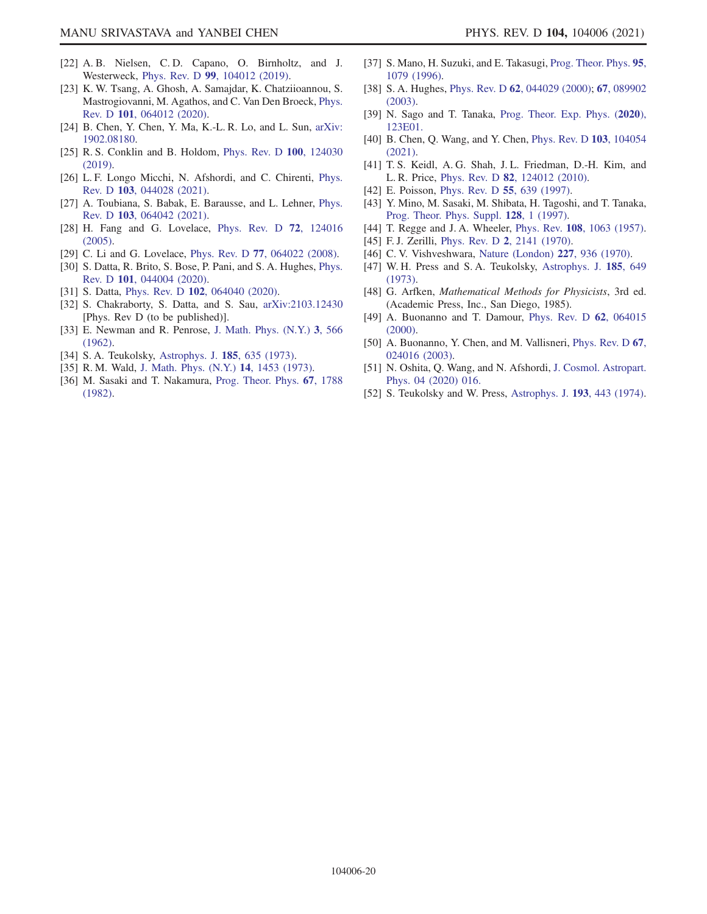[22] A. B. Nielsen, C. D. Capano, O. Birnholtz, and J. Westerweck, Phys. Rev. D **99**, 104012 (2019).

[23] K. W. Tsang, A. Ghosh, A. Samajdar, K. Chatziioannou, S. Mastrogiovanni, M. Agathos, and C. Van Den Broeck, Phys. Rev. D **101**, 064012 (2020).

[24] B. Chen, Y. Chen, Y. Ma, K.-L. R. Lo, and L. Sun, arXiv: 1902.08180.

[25] R. S. Conklin and B. Holdom, Phys. Rev. D **100**, 124030 (2019).

[26] L. F. Longo Micchi, N. Afshordi, and C. Chirenti, Phys. Rev. D **103**, 044028 (2021).

[27] A. Toubiana, S. Babak, E. Barausse, and L. Lehner, Phys. Rev. D **103**, 064042 (2021).

[28] H. Fang and G. Lovelace, Phys. Rev. D **72**, 124016 (2005).

[29] C. Li and G. Lovelace, Phys. Rev. D **77**, 064022 (2008).

[30] S. Datta, R. Brito, S. Bose, P. Pani, and S. A. Hughes, Phys. Rev. D **101**, 044004 (2020).

[31] S. Datta, Phys. Rev. D **102**, 064040 (2020).

[32] S. Chakraborty, S. Datta, and S. Sau, arXiv:2103.12430 [Phys. Rev D (to be published)].

[33] E. Newman and R. Penrose, J. Math. Phys. (N.Y.) **3**, 566 (1962).

[34] S. A. Teukolsky, Astrophys. J. **185**, 635 (1973).

[35] R. M. Wald, J. Math. Phys. (N.Y.) **14**, 1453 (1973).

[36] M. Sasaki and T. Nakamura, Prog. Theor. Phys. **67**, 1788 (1982).

[37] S. Mano, H. Suzuki, and E. Takasugi, Prog. Theor. Phys. **95**, 1079 (1996).

[38] S. A. Hughes, Phys. Rev. D **62**, 044029 (2000); **67**, 089902 (2003).

[39] N. Sago and T. Tanaka, Prog. Theor. Exp. Phys. (**2020**), 123E01.

[40] B. Chen, Q. Wang, and Y. Chen, Phys. Rev. D **103**, 104054 (2021).

[41] T. S. Keidl, A. G. Shah, J. L. Friedman, D.-H. Kim, and L. R. Price, Phys. Rev. D **82**, 124012 (2010).

[42] E. Poisson, Phys. Rev. D **55**, 639 (1997).

[43] Y. Mino, M. Sasaki, M. Shibata, H. Tagoshi, and T. Tanaka, Prog. Theor. Phys. Suppl. **128**, 1 (1997).

[44] T. Regge and J. A. Wheeler, Phys. Rev. **108**, 1063 (1957).

[45] F. J. Zerilli, Phys. Rev. D **2**, 2141 (1970).

[46] C. V. Vishveshwara, Nature (London) **227**, 936 (1970).

[47] W. H. Press and S. A. Teukolsky, Astrophys. J. **185**, 649 (1973).

[48] G. Arfken, *Mathematical Methods for Physicists*, 3rd ed. (Academic Press, Inc., San Diego, 1985).

[49] A. Buonanno and T. Damour, Phys. Rev. D **62**, 064015 (2000).

[50] A. Buonanno, Y. Chen, and M. Vallisneri, Phys. Rev. D **67**, 024016 (2003).

[51] N. Oshita, Q. Wang, and N. Afshordi, J. Cosmol. Astropart. Phys. 04 (2020) 016.

[52] S. Teukolsky and W. Press, Astrophys. J. **193**, 443 (1974).